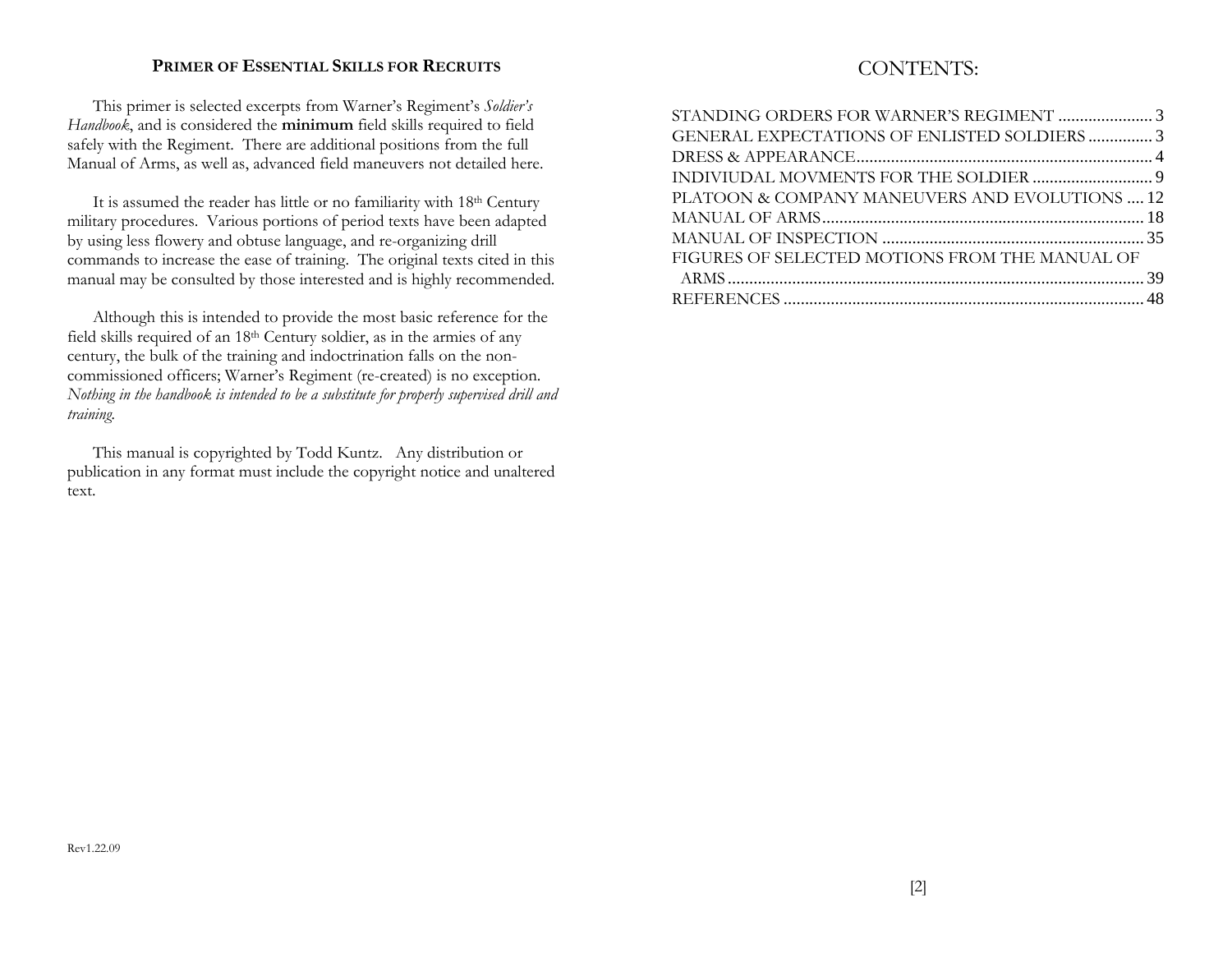## PRIMER OF ESSENTIAL SKILLS FOR RECRUITS

This primer is selected excerpts from Warner's Regiment's *Soldier's Handbook*, and is considered the **minimum** field skills required to field safely with the Regiment. There are additional positions from the full Manual of Arms, as well as, advanced field maneuvers not detailed here.

It is assumed the reader has little or no familiarity with 18th Century military procedures. Various portions of period texts have been adapted by using less flowery and obtuse language, and re-organizing drill commands to increase the ease of training. The original texts cited in this manual may be consulted by those interested and is highly recommended.

Although this is intended to provide the most basic reference for the field skills required of an 18th Century soldier, as in the armies of any century, the bulk of the training and indoctrination falls on the non-commissioned officers; Warner's Regiment (re-created) is no exception. *Nothing in the handbook is intended to be a substitute for properly supervised drill and training.*

This manual is copyrighted by Todd Kuntz. Any distribution or publication in any format must include the copyright notice and unaltered text.

Rev1.22.09

# CONTENTS:

STANDING ORDERS FOR WARNER'S REGIMENT ...................... 3
GENERAL EXPECTATIONS OF ENLISTED SOLDIERS ............... 3
DRESS & APPEARANCE..................................................................... 4
INDIVIUDAL MOVMENTS FOR THE SOLDIER ............................ 9
PLATOON & COMPANY MANEUVERS AND EVOLUTIONS .... 12
MANUAL OF ARMS.......................................................................... 18
MANUAL OF INSPECTION ............................................................. 35
FIGURES OF SELECTED MOTIONS FROM THE MANUAL OF ARMS ................................................................................................ 39
REFERENCES ................................................................................... 48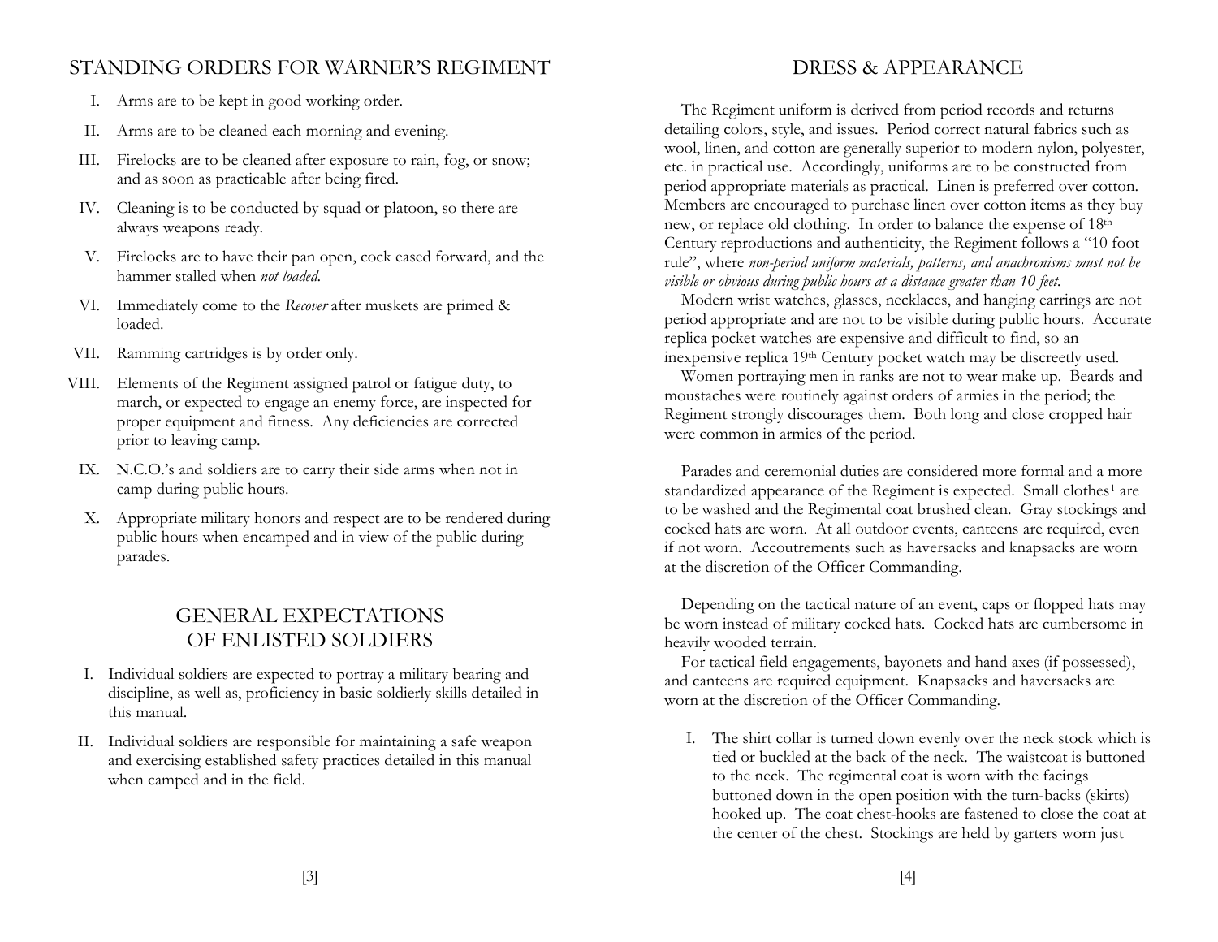## STANDING ORDERS FOR WARNER'S REGIMENT

I. Arms are to be kept in good working order.

II. Arms are to be cleaned each morning and evening.

III. Firelocks are to be cleaned after exposure to rain, fog, or snow; and as soon as practicable after being fired.

IV. Cleaning is to be conducted by squad or platoon, so there are always weapons ready.

V. Firelocks are to have their pan open, cock eased forward, and the hammer stalled when *not loaded*.

VI. Immediately come to the *Recover* after muskets are primed & loaded.

VII. Ramming cartridges is by order only.

VIII. Elements of the Regiment assigned patrol or fatigue duty, to march, or expected to engage an enemy force, are inspected for proper equipment and fitness. Any deficiencies are corrected prior to leaving camp.

IX. N.C.O.'s and soldiers are to carry their side arms when not in camp during public hours.

X. Appropriate military honors and respect are to be rendered during public hours when encamped and in view of the public during parades.

## GENERAL EXPECTATIONS OF ENLISTED SOLDIERS

I. Individual soldiers are expected to portray a military bearing and discipline, as well as, proficiency in basic soldierly skills detailed in this manual.

II. Individual soldiers are responsible for maintaining a safe weapon and exercising established safety practices detailed in this manual when camped and in the field.

## DRESS & APPEARANCE

The Regiment uniform is derived from period records and returns detailing colors, style, and issues. Period correct natural fabrics such as wool, linen, and cotton are generally superior to modern nylon, polyester, etc. in practical use. Accordingly, uniforms are to be constructed from period appropriate materials as practical. Linen is preferred over cotton. Members are encouraged to purchase linen over cotton items as they buy new, or replace old clothing. In order to balance the expense of 18th Century reproductions and authenticity, the Regiment follows a "10 foot rule", where *non-period uniform materials, patterns, and anachronisms must not be visible or obvious during public hours at a distance greater than 10 feet.*

Modern wrist watches, glasses, necklaces, and hanging earrings are not period appropriate and are not to be visible during public hours. Accurate replica pocket watches are expensive and difficult to find, so an inexpensive replica 19th Century pocket watch may be discreetly used.

Women portraying men in ranks are not to wear make up. Beards and moustaches were routinely against orders of armies in the period; the Regiment strongly discourages them. Both long and close cropped hair were common in armies of the period.

Parades and ceremonial duties are considered more formal and a more standardized appearance of the Regiment is expected. Small clothes[1] are to be washed and the Regimental coat brushed clean. Gray stockings and cocked hats are worn. At all outdoor events, canteens are required, even if not worn. Accoutrements such as haversacks and knapsacks are worn at the discretion of the Officer Commanding.

Depending on the tactical nature of an event, caps or flopped hats may be worn instead of military cocked hats. Cocked hats are cumbersome in heavily wooded terrain.

For tactical field engagements, bayonets and hand axes (if possessed), and canteens are required equipment. Knapsacks and haversacks are worn at the discretion of the Officer Commanding.

I. The shirt collar is turned down evenly over the neck stock which is tied or buckled at the back of the neck. The waistcoat is buttoned to the neck. The regimental coat is worn with the facings buttoned down in the open position with the turn-backs (skirts) hooked up. The coat chest-hooks are fastened to close the coat at the center of the chest. Stockings are held by garters worn just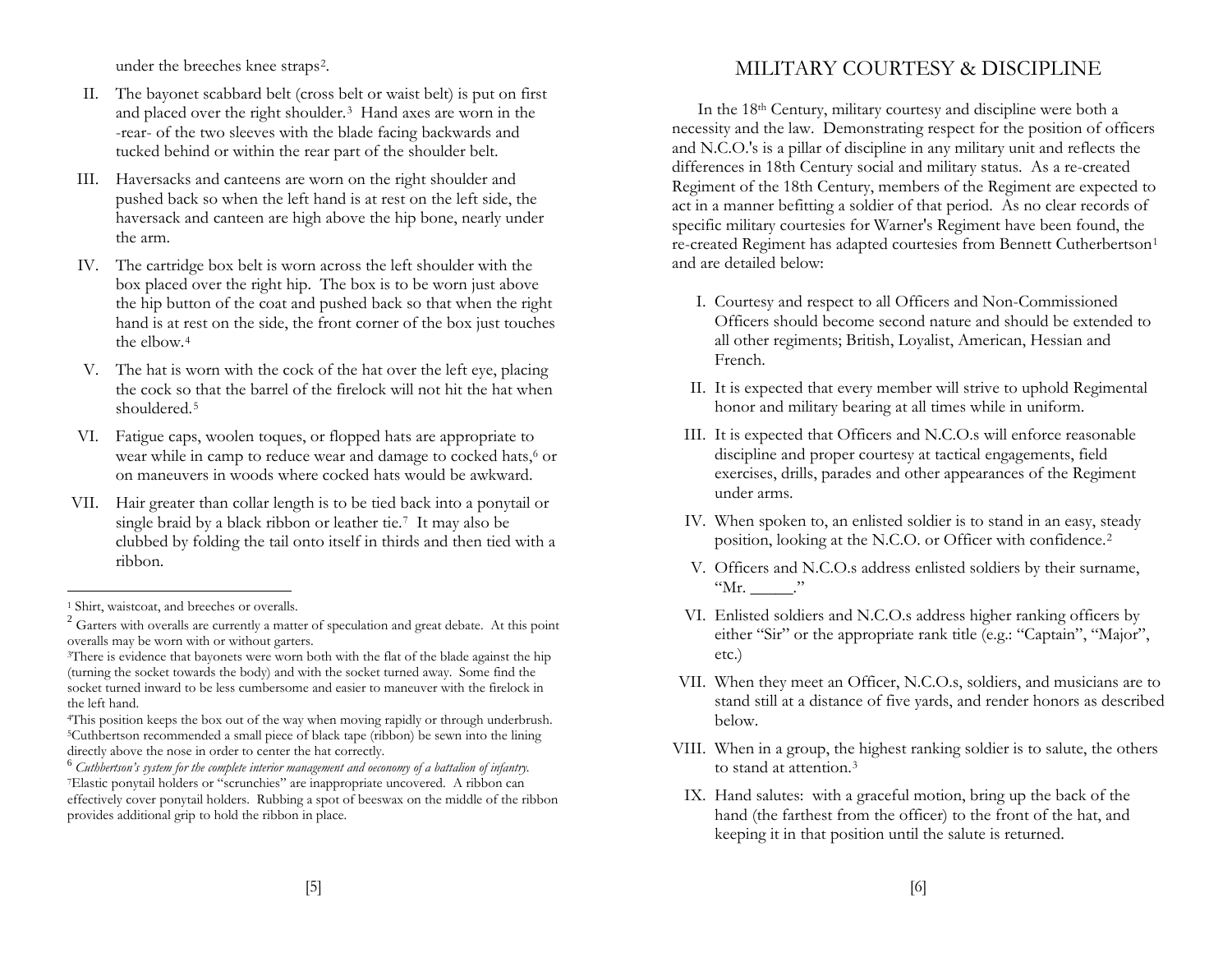under the breeches knee straps[2].

II. The bayonet scabbard belt (cross belt or waist belt) is put on first and placed over the right shoulder.[3] Hand axes are worn in the -rear- of the two sleeves with the blade facing backwards and tucked behind or within the rear part of the shoulder belt.

III. Haversacks and canteens are worn on the right shoulder and pushed back so when the left hand is at rest on the left side, the haversack and canteen are high above the hip bone, nearly under the arm.

IV. The cartridge box belt is worn across the left shoulder with the box placed over the right hip. The box is to be worn just above the hip button of the coat and pushed back so that when the right hand is at rest on the side, the front corner of the box just touches the elbow.[4]

V. The hat is worn with the cock of the hat over the left eye, placing the cock so that the barrel of the firelock will not hit the hat when shouldered.[5]

VI. Fatigue caps, woolen toques, or flopped hats are appropriate to wear while in camp to reduce wear and damage to cocked hats,[6] or on maneuvers in woods where cocked hats would be awkward.

VII. Hair greater than collar length is to be tied back into a ponytail or single braid by a black ribbon or leather tie.[7] It may also be clubbed by folding the tail onto itself in thirds and then tied with a ribbon.

---

[1] Shirt, waistcoat, and breeches or overalls.

[2] Garters with overalls are currently a matter of speculation and great debate. At this point overalls may be worn with or without garters.

[3] There is evidence that bayonets were worn both with the flat of the blade against the hip (turning the socket towards the body) and with the socket turned away. Some find the socket turned inward to be less cumbersome and easier to maneuver with the firelock in the left hand.

[4] This position keeps the box out of the way when moving rapidly or through underbrush.

[5] Cuthbertson recommended a small piece of black tape (ribbon) be sewn into the lining directly above the nose in order to center the hat correctly.

[6] *Cuthbertson's system for the complete interior management and oeconomy of a battalion of infantry.*

[7] Elastic ponytail holders or "scrunchies" are inappropriate uncovered. A ribbon can effectively cover ponytail holders. Rubbing a spot of beeswax on the middle of the ribbon provides additional grip to hold the ribbon in place.

# MILITARY COURTESY & DISCIPLINE

In the 18th Century, military courtesy and discipline were both a necessity and the law. Demonstrating respect for the position of officers and N.C.O.'s is a pillar of discipline in any military unit and reflects the differences in 18th Century social and military status. As a re-created Regiment of the 18th Century, members of the Regiment are expected to act in a manner befitting a soldier of that period. As no clear records of specific military courtesies for Warner's Regiment have been found, the re-created Regiment has adapted courtesies from Bennett Cutherbertson[1] and are detailed below:

I. Courtesy and respect to all Officers and Non-Commissioned Officers should become second nature and should be extended to all other regiments; British, Loyalist, American, Hessian and French.

II. It is expected that every member will strive to uphold Regimental honor and military bearing at all times while in uniform.

III. It is expected that Officers and N.C.O.s will enforce reasonable discipline and proper courtesy at tactical engagements, field exercises, drills, parades and other appearances of the Regiment under arms.

IV. When spoken to, an enlisted soldier is to stand in an easy, steady position, looking at the N.C.O. or Officer with confidence.[2]

V. Officers and N.C.O.s address enlisted soldiers by their surname, "Mr. _____."

VI. Enlisted soldiers and N.C.O.s address higher ranking officers by either "Sir" or the appropriate rank title (e.g.: "Captain", "Major", etc.)

VII. When they meet an Officer, N.C.O.s, soldiers, and musicians are to stand still at a distance of five yards, and render honors as described below.

VIII. When in a group, the highest ranking soldier is to salute, the others to stand at attention.[3]

IX. Hand salutes: with a graceful motion, bring up the back of the hand (the farthest from the officer) to the front of the hat, and keeping it in that position until the salute is returned.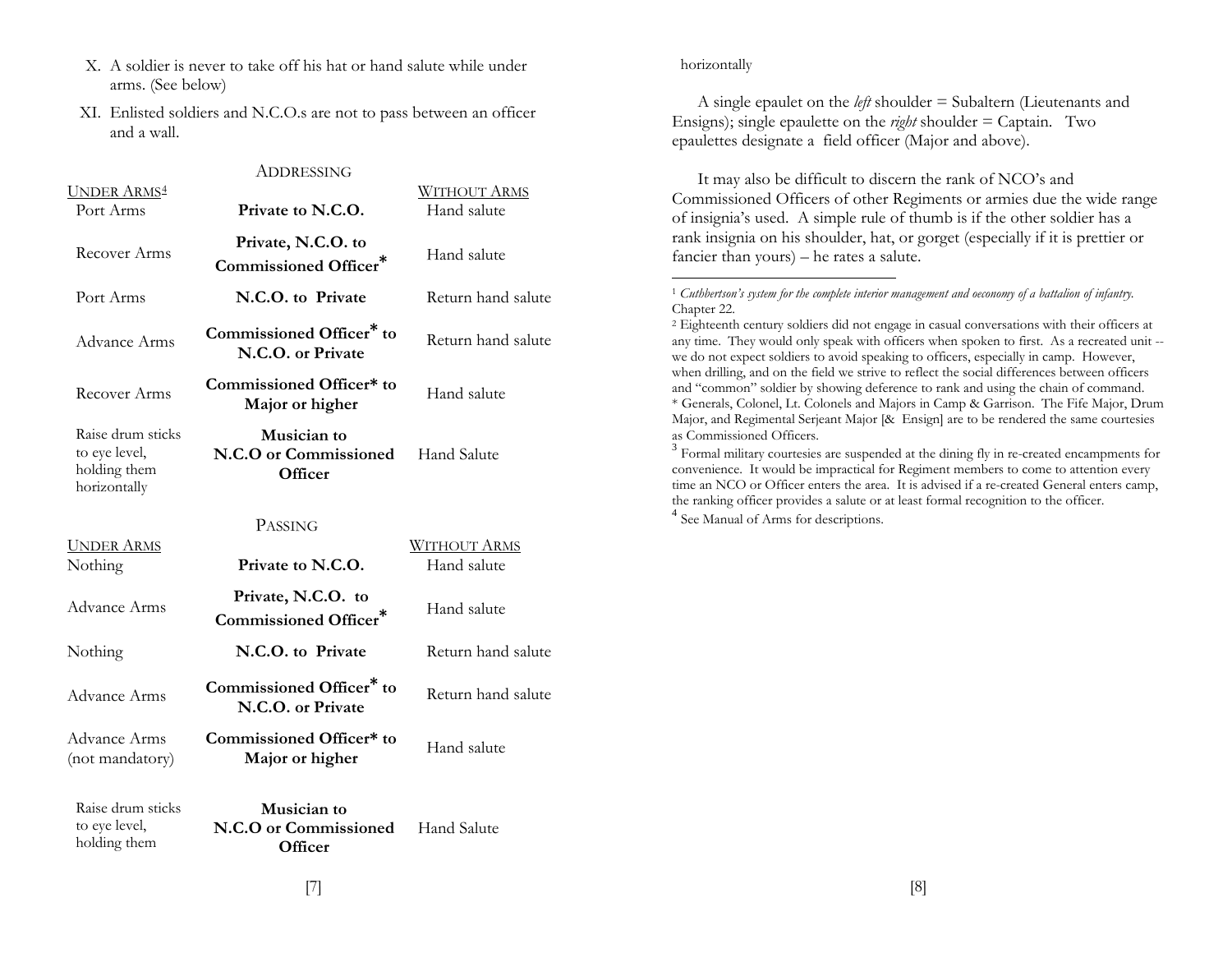X. A soldier is never to take off his hat or hand salute while under arms. (See below)

XI. Enlisted soldiers and N.C.O.s are not to pass between an officer and a wall.

### ADDRESSING

| UNDER ARMS[4] | | WITHOUT ARMS |
|---|---|---|
| Port Arms | **Private to N.C.O.** | Hand salute |
| Recover Arms | **Private, N.C.O. to Commissioned Officer*** | Hand salute |
| Port Arms | **N.C.O. to Private** | Return hand salute |
| Advance Arms | **Commissioned Officer* to N.C.O. or Private** | Return hand salute |
| Recover Arms | **Commissioned Officer* to Major or higher** | Hand salute |
| Raise drum sticks to eye level, holding them horizontally | **Musician to N.C.O or Commissioned Officer** | Hand Salute |

### PASSING

| UNDER ARMS | | WITHOUT ARMS |
|---|---|---|
| Nothing | **Private to N.C.O.** | Hand salute |
| Advance Arms | **Private, N.C.O. to Commissioned Officer*** | Hand salute |
| Nothing | **N.C.O. to Private** | Return hand salute |
| Advance Arms | **Commissioned Officer* to N.C.O. or Private** | Return hand salute |
| Advance Arms (not mandatory) | **Commissioned Officer* to Major or higher** | Hand salute |
| Raise drum sticks to eye level, holding them horizontally | **Musician to N.C.O or Commissioned Officer** | Hand Salute |

A single epaulet on the *left* shoulder = Subaltern (Lieutenants and Ensigns); single epaulette on the *right* shoulder = Captain. Two epaulettes designate a field officer (Major and above).

It may also be difficult to discern the rank of NCO's and Commissioned Officers of other Regiments or armies due the wide range of insignia's used. A simple rule of thumb is if the other soldier has a rank insignia on his shoulder, hat, or gorget (especially if it is prettier or fancier than yours) – he rates a salute.

---

[1] *Cuthbertson's system for the complete interior management and oeconomy of a battalion of infantry.* Chapter 22.

[2] Eighteenth century soldiers did not engage in casual conversations with their officers at any time. They would only speak with officers when spoken to first. As a recreated unit -- we do not expect soldiers to avoid speaking to officers, especially in camp. However, when drilling, and on the field we strive to reflect the social differences between officers and "common" soldier by showing deference to rank and using the chain of command.

* Generals, Colonel, Lt. Colonels and Majors in Camp & Garrison. The Fife Major, Drum Major, and Regimental Serjeant Major [& Ensign] are to be rendered the same courtesies as Commissioned Officers.

[3] Formal military courtesies are suspended at the dining fly in re-created encampments for convenience. It would be impractical for Regiment members to come to attention every time an NCO or Officer enters the area. It is advised if a re-created General enters camp, the ranking officer provides a salute or at least formal recognition to the officer.

[4] See Manual of Arms for descriptions.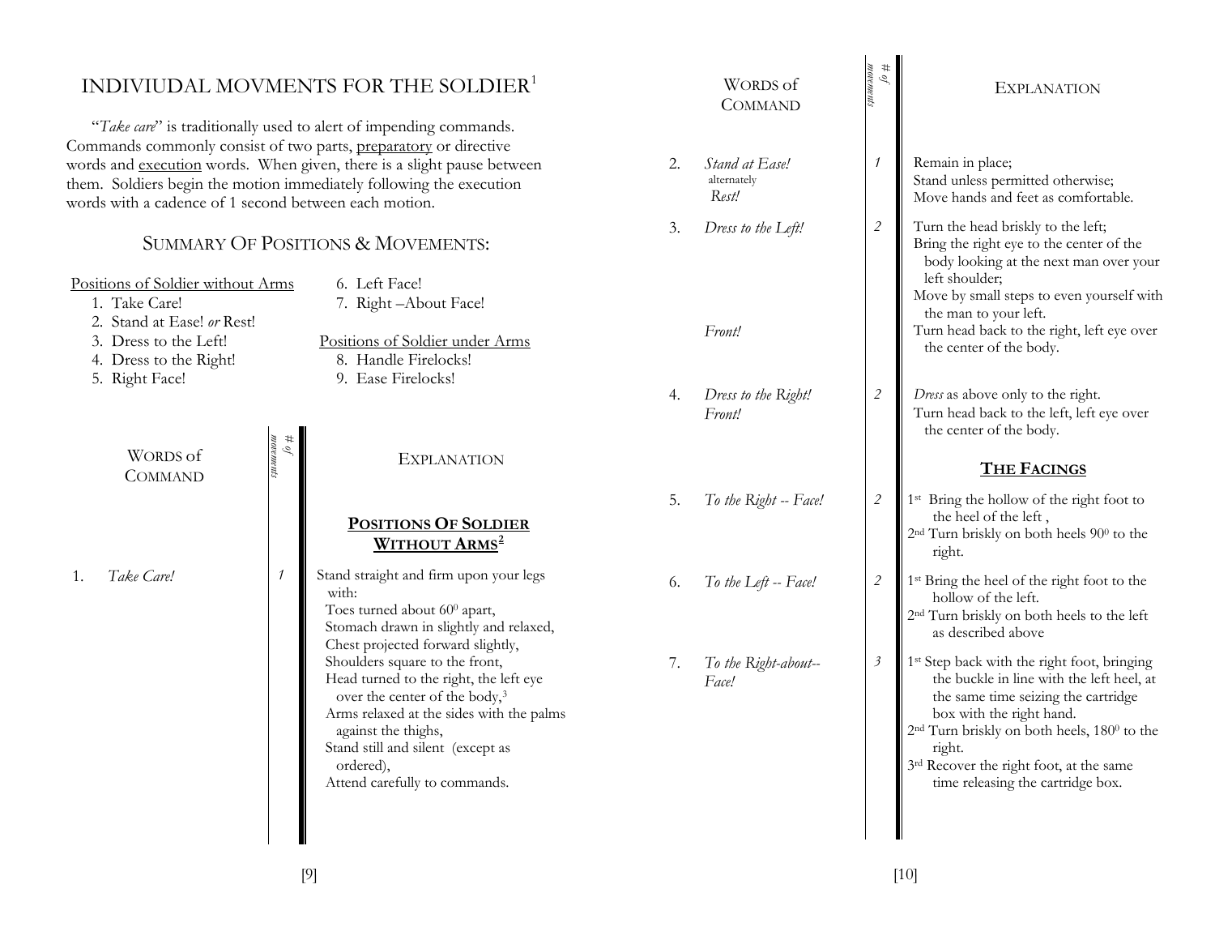# INDIVIUDAL MOVMENTS FOR THE SOLDIER[1]

"*Take care*" is traditionally used to alert of impending commands. Commands commonly consist of two parts, preparatory or directive words and execution words. When given, there is a slight pause between them. Soldiers begin the motion immediately following the execution words with a cadence of 1 second between each motion.

## SUMMARY OF POSITIONS & MOVEMENTS:

Positions of Soldier without Arms

1. Take Care!
2. Stand at Ease! *or* Rest!
3. Dress to the Left!
4. Dress to the Right!
5. Right Face!
6. Left Face!
7. Right –About Face!

Positions of Soldier under Arms

8. Handle Firelocks!
9. Ease Firelocks!

| | WORDS of COMMAND | # of movements | EXPLANATION |
|---|---|---|---|
| | | | **POSITIONS OF SOLDIER WITHOUT ARMS[2]** |
| 1. | *Take Care!* | *1* | Stand straight and firm upon your legs with:<br>Toes turned about $60^0$ apart,<br>Stomach drawn in slightly and relaxed,<br>Chest projected forward slightly,<br>Shoulders square to the front,<br>Head turned to the right, the left eye over the center of the body,[3]<br>Arms relaxed at the sides with the palms against the thighs,<br>Stand still and silent (except as ordered),<br>Attend carefully to commands. |
| 2. | *Stand at Ease!* alternately *Rest!* | *1* | Remain in place;<br>Stand unless permitted otherwise;<br>Move hands and feet as comfortable. |
| 3. | *Dress to the Left!* | *2* | Turn the head briskly to the left;<br>Bring the right eye to the center of the body looking at the next man over your left shoulder;<br>Move by small steps to even yourself with the man to your left. |
| | *Front!* | | Turn head back to the right, left eye over the center of the body. |
| 4. | *Dress to the Right!*<br>*Front!* | *2* | *Dress* as above only to the right.<br>Turn head back to the left, left eye over the center of the body. |
| | | | **THE FACINGS** |
| 5. | *To the Right -- Face!* | *2* | 1st Bring the hollow of the right foot to the heel of the left ,<br>2nd Turn briskly on both heels $90^0$ to the right. |
| 6. | *To the Left -- Face!* | *2* | 1st Bring the heel of the right foot to the hollow of the left.<br>2nd Turn briskly on both heels to the left as described above |
| 7. | *To the Right-about-- Face!* | *3* | 1st Step back with the right foot, bringing the buckle in line with the left heel, at the same time seizing the cartridge box with the right hand.<br>2nd Turn briskly on both heels, $180^0$ to the right.<br>3rd Recover the right foot, at the same time releasing the cartridge box. |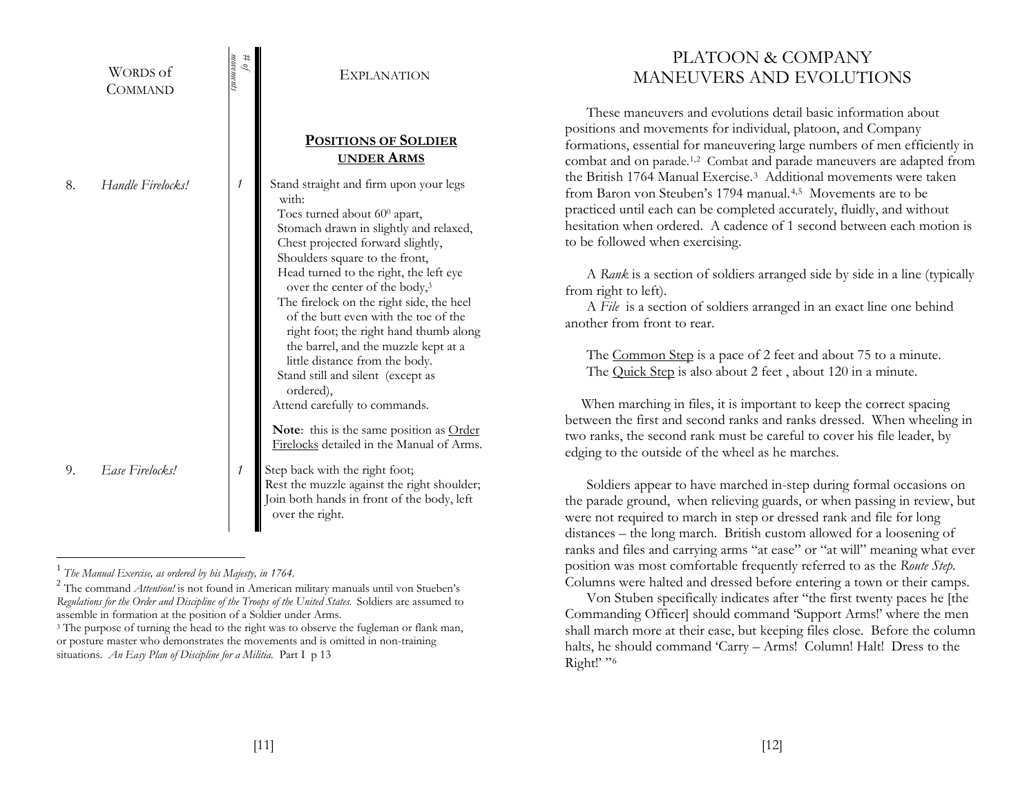| Words of Command | # of movements | Explanation |
|---|---|---|
| | | **Positions of Soldier under Arms** |
| 8. *Handle Firelocks!* | 1 | Stand straight and firm upon your legs with: Toes turned about 60⁰ apart, Stomach drawn in slightly and relaxed, Chest projected forward slightly, Shoulders square to the front, Head turned to the right, the left eye over the center of the body,[3] The firelock on the right side, the heel of the butt even with the toe of the right foot; the right hand thumb along the barrel, and the muzzle kept at a little distance from the body. Stand still and silent (except as ordered), Attend carefully to commands. **Note**: this is the same position as Order Firelocks detailed in the Manual of Arms. |
| 9. *Ease Firelocks!* | 1 | Step back with the right foot; Rest the muzzle against the right shoulder; Join both hands in front of the body, left over the right. |

[1] *The Manual Exercise, as ordered by his Majesty, in 1764.*

[2] The command *Attention!* is not found in American military manuals until von Stueben's *Regulations for the Order and Discipline of the Troops of the United States.* Soldiers are assumed to assemble in formation at the position of a Soldier under Arms.

[3] The purpose of turning the head to the right was to observe the fugleman or flank man, or posture master who demonstrates the movements and is omitted in non-training situations. *An Easy Plan of Discipline for a Militia.* Part I p 13

# PLATOON & COMPANY MANEUVERS AND EVOLUTIONS

These maneuvers and evolutions detail basic information about positions and movements for individual, platoon, and Company formations, essential for maneuvering large numbers of men efficiently in combat and on parade.[1,2] Combat and parade maneuvers are adapted from the British 1764 Manual Exercise.[3] Additional movements were taken from Baron von Steuben's 1794 manual.[4,5] Movements are to be practiced until each can be completed accurately, fluidly, and without hesitation when ordered. A cadence of 1 second between each motion is to be followed when exercising.

A *Rank* is a section of soldiers arranged side by side in a line (typically from right to left).

A *File* is a section of soldiers arranged in an exact line one behind another from front to rear.

The Common Step is a pace of 2 feet and about 75 to a minute.

The Quick Step is also about 2 feet , about 120 in a minute.

When marching in files, it is important to keep the correct spacing between the first and second ranks and ranks dressed. When wheeling in two ranks, the second rank must be careful to cover his file leader, by edging to the outside of the wheel as he marches.

Soldiers appear to have marched in-step during formal occasions on the parade ground, when relieving guards, or when passing in review, but were not required to march in step or dressed rank and file for long distances – the long march. British custom allowed for a loosening of ranks and files and carrying arms "at ease" or "at will" meaning what ever position was most comfortable frequently referred to as the *Route Step*. Columns were halted and dressed before entering a town or their camps.

Von Stuben specifically indicates after "the first twenty paces he [the Commanding Officer] should command 'Support Arms!' where the men shall march more at their ease, but keeping files close. Before the column halts, he should command 'Carry – Arms! Column! Halt! Dress to the Right!' "[6]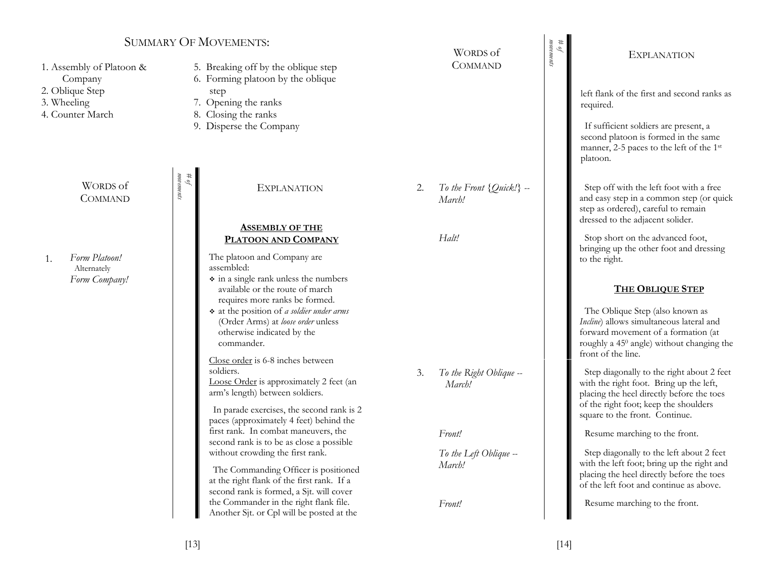## Summary Of Movements:

1. Assembly of Platoon & Company
2. Oblique Step
3. Wheeling
4. Counter March
5. Breaking off by the oblique step
6. Forming platoon by the oblique step
7. Opening the ranks
8. Closing the ranks
9. Disperse the Company

| | Words of Command | # of movements | Explanation |
|---|---|---|---|
| | | | **Assembly of the Platoon and Company** |
| 1. | *Form Platoon!* Alternately *Form Company!* | | The platoon and Company are assembled:<br>❖ in a single rank unless the numbers available or the route of march requires more ranks be formed.<br>❖ at the position of *a soldier under arms* (Order Arms) at *loose order* unless otherwise indicated by the commander.<br><br>Close order is 6-8 inches between soldiers.<br>Loose Order is approximately 2 feet (an arm's length) between soldiers.<br><br>In parade exercises, the second rank is 2 paces (approximately 4 feet) behind the first rank. In combat maneuvers, the second rank is to be as close a possible without crowding the first rank.<br><br>The Commanding Officer is positioned at the right flank of the first rank. If a second rank is formed, a Sjt. will cover the Commander in the right flank file. Another Sjt. or Cpl will be posted at the left flank of the first and second ranks as required.<br><br>If sufficient soldiers are present, a second platoon is formed in the same manner, 2-5 paces to the left of the 1st platoon. |
| 2. | *To the Front {Quick!} -- March!* | | Step off with the left foot with a free and easy step in a common step (or quick step as ordered), careful to remain dressed to the adjacent solider. |
| | *Halt!* | | Stop short on the advanced foot, bringing up the other foot and dressing to the right. |
| | | | **The Oblique Step**<br><br>The Oblique Step (also known as *Incline*) allows simultaneous lateral and forward movement of a formation (at roughly a 45° angle) without changing the front of the line. |
| 3. | *To the Right Oblique -- March!* | | Step diagonally to the right about 2 feet with the right foot. Bring up the left, placing the heel directly before the toes of the right foot; keep the shoulders square to the front. Continue. |
| | *Front!* | | Resume marching to the front. |
| | *To the Left Oblique -- March!* | | Step diagonally to the left about 2 feet with the left foot; bring up the right and placing the heel directly before the toes of the left foot and continue as above. |
| | *Front!* | | Resume marching to the front. |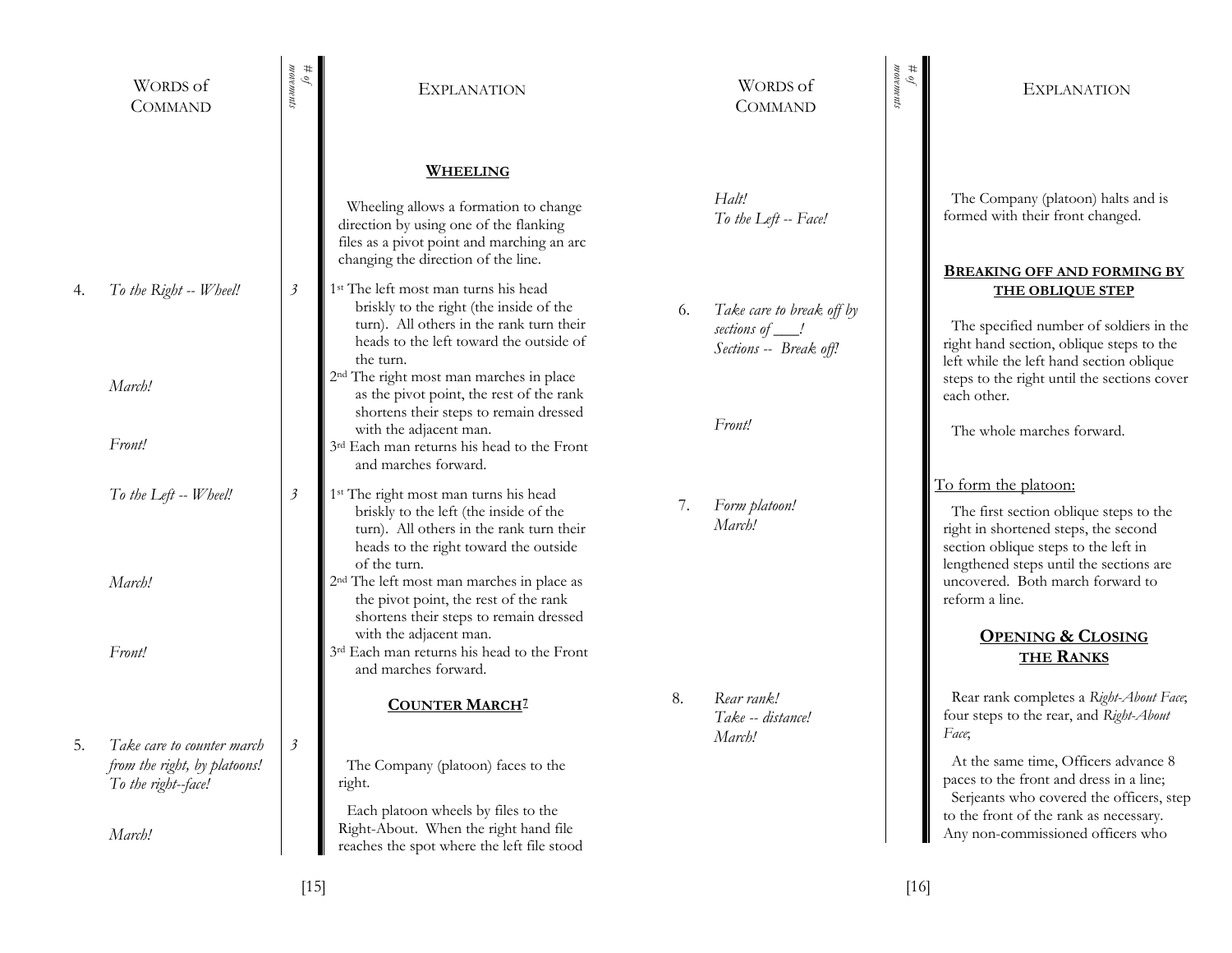| | Words of Command | # of movements | Explanation |
|---|---|---|---|
| | | | **WHEELING** |
| | | | Wheeling allows a formation to change direction by using one of the flanking files as a pivot point and marching an arc changing the direction of the line. |
| 4. | *To the Right -- Wheel!* | *3* | 1st The left most man turns his head briskly to the right (the inside of the turn). All others in the rank turn their heads to the left toward the outside of the turn. |
| | *March!* | | 2nd The right most man marches in place as the pivot point, the rest of the rank shortens their steps to remain dressed with the adjacent man. |
| | *Front!* | | 3rd Each man returns his head to the Front and marches forward. |
| | *To the Left -- Wheel!* | *3* | 1st The right most man turns his head briskly to the left (the inside of the turn). All others in the rank turn their heads to the right toward the outside of the turn. |
| | *March!* | | 2nd The left most man marches in place as the pivot point, the rest of the rank shortens their steps to remain dressed with the adjacent man. |
| | *Front!* | | 3rd Each man returns his head to the Front and marches forward. |
| | | | **COUNTER MARCH**[7] |
| 5. | *Take care to counter march from the right, by platoons! To the right--face!* | *3* | The Company (platoon) faces to the right. |
| | *March!* | | Each platoon wheels by files to the Right-About. When the right hand file reaches the spot where the left file stood |

| | Words of Command | # of movements | Explanation |
|---|---|---|---|
| | *Halt! To the Left -- Face!* | | The Company (platoon) halts and is formed with their front changed. |
| | | | **BREAKING OFF AND FORMING BY THE OBLIQUE STEP** |
| 6. | *Take care to break off by sections of \_\_\_! Sections -- Break off!* | | The specified number of soldiers in the right hand section, oblique steps to the left while the left hand section oblique steps to the right until the sections cover each other. |
| | *Front!* | | The whole marches forward. |
| | | | To form the platoon: |
| 7. | *Form platoon! March!* | | The first section oblique steps to the right in shortened steps, the second section oblique steps to the left in lengthened steps until the sections are uncovered. Both march forward to reform a line. |
| | | | **OPENING & CLOSING THE RANKS** |
| 8. | *Rear rank! Take -- distance! March!* | | Rear rank completes a *Right-About Face*; four steps to the rear, and *Right-About Face*; At the same time, Officers advance 8 paces to the front and dress in a line; Serjeants who covered the officers, step to the front of the rank as necessary. Any non-commissioned officers who |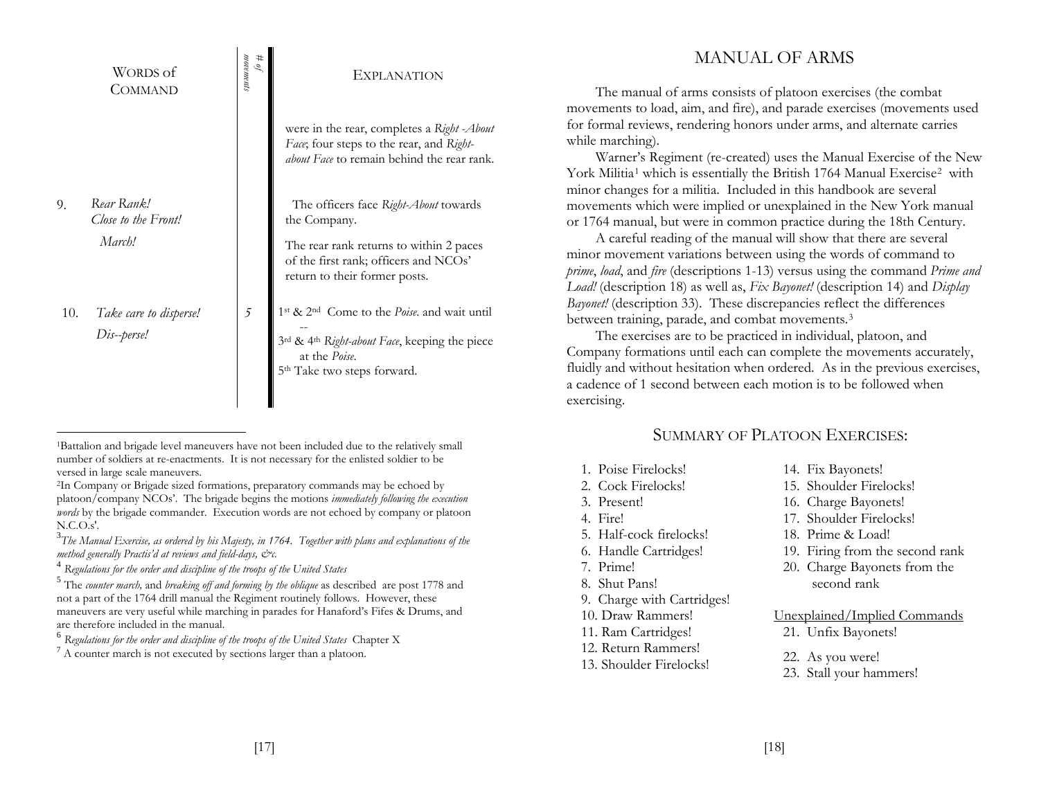| Words of Command | # of movements | Explanation |
|---|---|---|
| | | were in the rear, completes a *Right -About Face*; four steps to the rear, and *Right-about Face* to remain behind the rear rank. |
| 9. *Rear Rank! Close to the Front!* | | The officers face *Right-About* towards the Company. |
| *March!* | | The rear rank returns to within 2 paces of the first rank; officers and NCOs' return to their former posts. |
| 10. *Take care to disperse!* | 5 | 1st & 2nd Come to the *Poise*. and wait until -- |
| *Dis--perse!* | | 3rd & 4th *Right-about Face*, keeping the piece at the *Poise*.<br>5th Take two steps forward. |

[1]Battalion and brigade level maneuvers have not been included due to the relatively small number of soldiers at re-enactments. It is not necessary for the enlisted soldier to be versed in large scale maneuvers.

[2]In Company or Brigade sized formations, preparatory commands may be echoed by platoon/company NCOs'. The brigade begins the motions *immediately following the execution words* by the brigade commander. Execution words are not echoed by company or platoon N.C.O.s'.

[3]*The Manual Exercise, as ordered by his Majesty, in 1764. Together with plans and explanations of the method generally Practis'd at reviews and field-days, &c.*

[4] *Regulations for the order and discipline of the troops of the United States*

[5] The *counter march,* and *breaking off and forming by the oblique* as described are post 1778 and not a part of the 1764 drill manual the Regiment routinely follows. However, these maneuvers are very useful while marching in parades for Hanaford's Fifes & Drums, and are therefore included in the manual.

[6] *Regulations for the order and discipline of the troops of the United States* Chapter X

[7] A counter march is not executed by sections larger than a platoon.

# MANUAL OF ARMS

The manual of arms consists of platoon exercises (the combat movements to load, aim, and fire), and parade exercises (movements used for formal reviews, rendering honors under arms, and alternate carries while marching).

Warner's Regiment (re-created) uses the Manual Exercise of the New York Militia[1] which is essentially the British 1764 Manual Exercise[2] with minor changes for a militia. Included in this handbook are several movements which were implied or unexplained in the New York manual or 1764 manual, but were in common practice during the 18th Century.

A careful reading of the manual will show that there are several minor movement variations between using the words of command to *prime*, *load*, and *fire* (descriptions 1-13) versus using the command *Prime and Load!* (description 18) as well as, *Fix Bayonet!* (description 14) and *Display Bayonet!* (description 33). These discrepancies reflect the differences between training, parade, and combat movements.[3]

The exercises are to be practiced in individual, platoon, and Company formations until each can complete the movements accurately, fluidly and without hesitation when ordered. As in the previous exercises, a cadence of 1 second between each motion is to be followed when exercising.

## Summary of Platoon Exercises:

1. Poise Firelocks!
2. Cock Firelocks!
3. Present!
4. Fire!
5. Half-cock firelocks!
6. Handle Cartridges!
7. Prime!
8. Shut Pans!
9. Charge with Cartridges!
10. Draw Rammers!
11. Ram Cartridges!
12. Return Rammers!
13. Shoulder Firelocks!
14. Fix Bayonets!
15. Shoulder Firelocks!
16. Charge Bayonets!
17. Shoulder Firelocks!
18. Prime & Load!
19. Firing from the second rank
20. Charge Bayonets from the second rank

Unexplained/Implied Commands

21. Unfix Bayonets!
22. As you were!
23. Stall your hammers!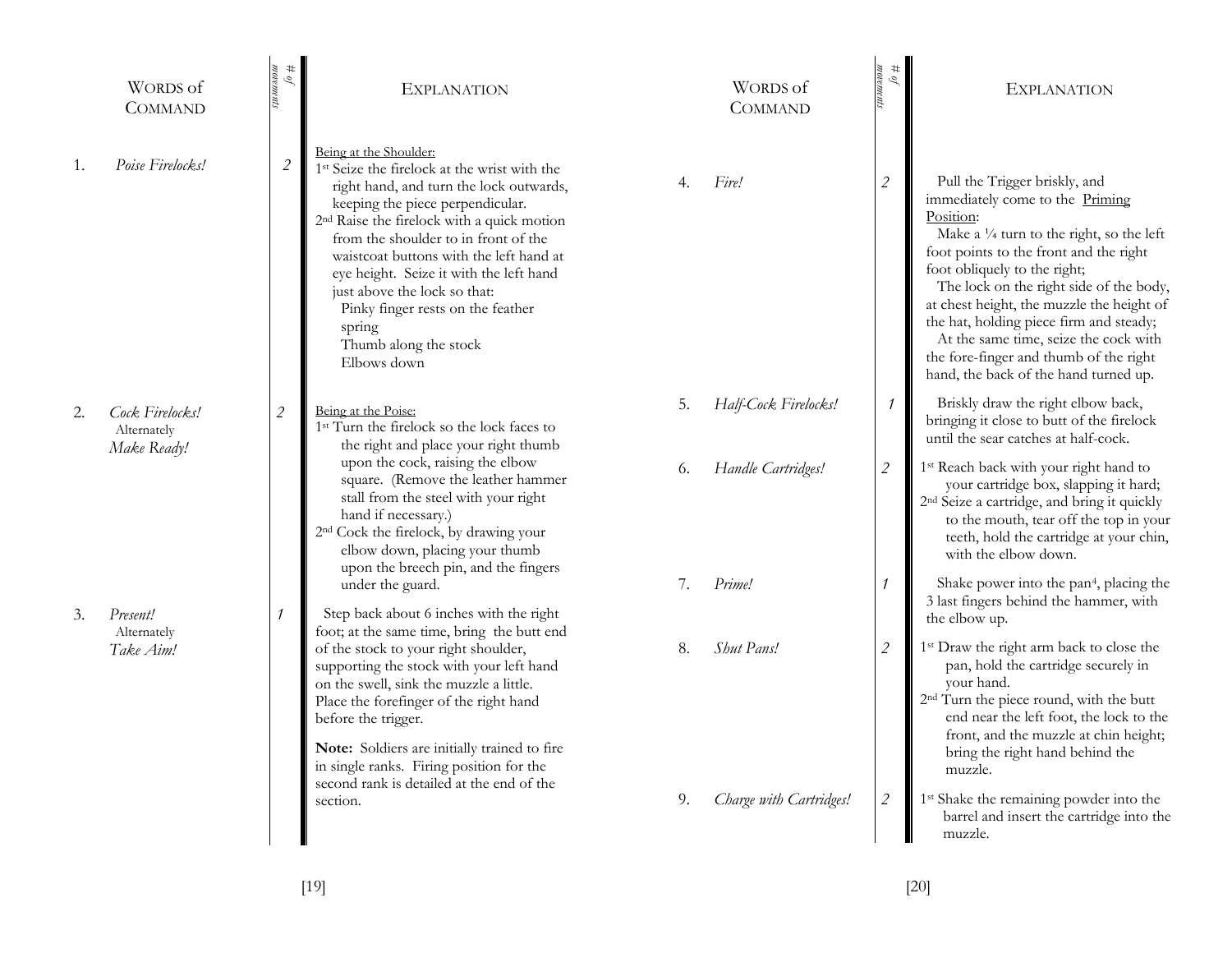| | Words of Command | # of movements | Explanation |
|---|---|---|---|
| 1. | *Poise Firelocks!* | *2* | Being at the Shoulder:<br>1st Seize the firelock at the wrist with the right hand, and turn the lock outwards, keeping the piece perpendicular.<br>2nd Raise the firelock with a quick motion from the shoulder to in front of the waistcoat buttons with the left hand at eye height. Seize it with the left hand just above the lock so that:<br>Pinky finger rests on the feather spring<br>Thumb along the stock<br>Elbows down |
| 2. | *Cock Firelocks!*<br>Alternately<br>*Make Ready!* | *2* | Being at the Poise:<br>1st Turn the firelock so the lock faces to the right and place your right thumb upon the cock, raising the elbow square. (Remove the leather hammer stall from the steel with your right hand if necessary.)<br>2nd Cock the firelock, by drawing your elbow down, placing your thumb upon the breech pin, and the fingers under the guard. |
| 3. | *Present!*<br>Alternately<br>*Take Aim!* | *1* | Step back about 6 inches with the right foot; at the same time, bring the butt end of the stock to your right shoulder, supporting the stock with your left hand on the swell, sink the muzzle a little. Place the forefinger of the right hand before the trigger.<br><br>**Note:** Soldiers are initially trained to fire in single ranks. Firing position for the second rank is detailed at the end of the section. |
| 4. | *Fire!* | *2* | Pull the Trigger briskly, and immediately come to the Priming Position:<br>Make a ¼ turn to the right, so the left foot points to the front and the right foot obliquely to the right;<br>The lock on the right side of the body, at chest height, the muzzle the height of the hat, holding piece firm and steady;<br>At the same time, seize the cock with the fore-finger and thumb of the right hand, the back of the hand turned up. |
| 5. | *Half-Cock Firelocks!* | *1* | Briskly draw the right elbow back, bringing it close to butt of the firelock until the sear catches at half-cock. |
| 6. | *Handle Cartridges!* | *2* | 1st Reach back with your right hand to your cartridge box, slapping it hard;<br>2nd Seize a cartridge, and bring it quickly to the mouth, tear off the top in your teeth, hold the cartridge at your chin, with the elbow down. |
| 7. | *Prime!* | *1* | Shake power into the pan[4], placing the 3 last fingers behind the hammer, with the elbow up. |
| 8. | *Shut Pans!* | *2* | 1st Draw the right arm back to close the pan, hold the cartridge securely in your hand.<br>2nd Turn the piece round, with the butt end near the left foot, the lock to the front, and the muzzle at chin height; bring the right hand behind the muzzle. |
| 9. | *Charge with Cartridges!* | *2* | 1st Shake the remaining powder into the barrel and insert the cartridge into the muzzle. |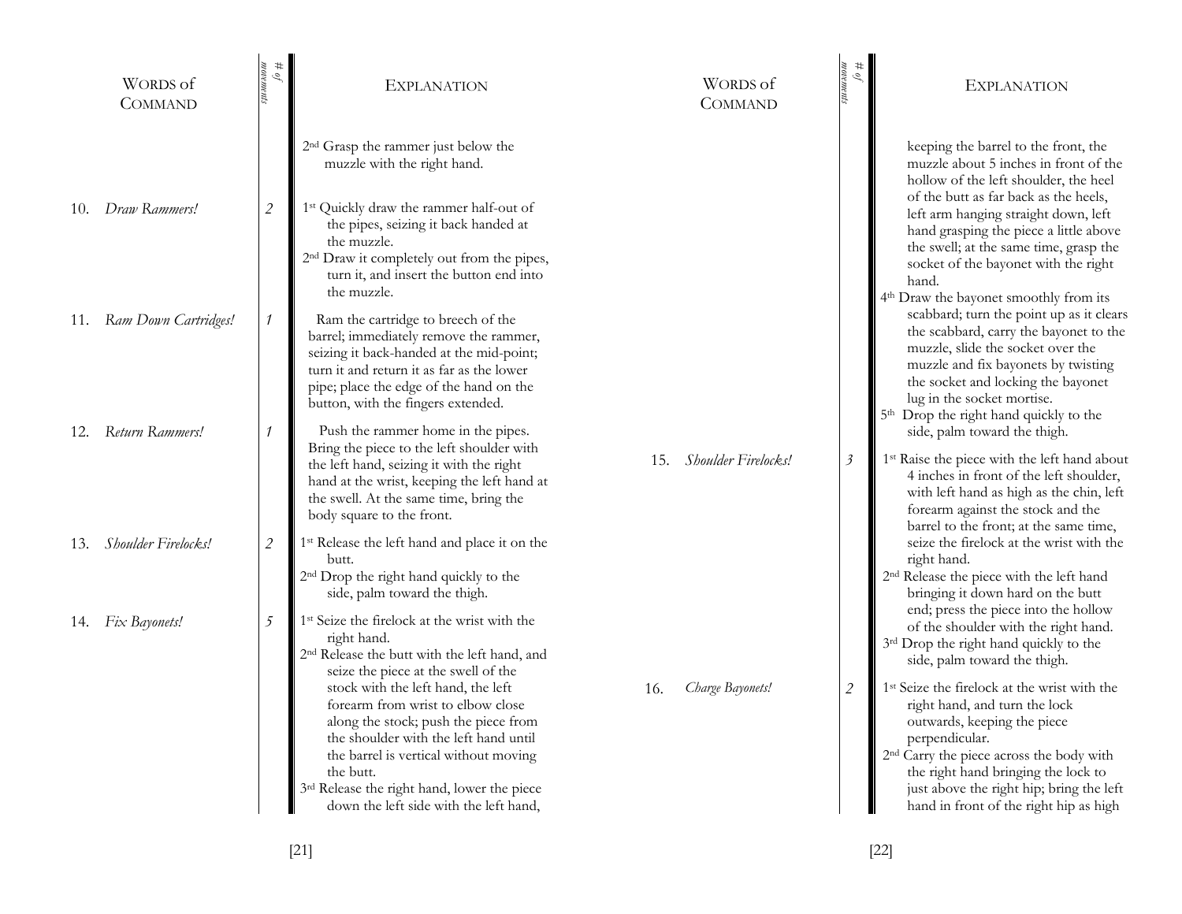| Words of Command | # of movements | Explanation |
|---|---|---|
| | | 2nd Grasp the rammer just below the muzzle with the right hand. |
| 10. *Draw Rammers!* | *2* | 1st Quickly draw the rammer half-out of the pipes, seizing it back handed at the muzzle.<br>2nd Draw it completely out from the pipes, turn it, and insert the button end into the muzzle. |
| 11. *Ram Down Cartridges!* | *1* | Ram the cartridge to breech of the barrel; immediately remove the rammer, seizing it back-handed at the mid-point; turn it and return it as far as the lower pipe; place the edge of the hand on the button, with the fingers extended. |
| 12. *Return Rammers!* | *1* | Push the rammer home in the pipes. Bring the piece to the left shoulder with the left hand, seizing it with the right hand at the wrist, keeping the left hand at the swell. At the same time, bring the body square to the front. |
| 13. *Shoulder Firelocks!* | *2* | 1st Release the left hand and place it on the butt.<br>2nd Drop the right hand quickly to the side, palm toward the thigh. |
| 14. *Fix Bayonets!* | *5* | 1st Seize the firelock at the wrist with the right hand.<br>2nd Release the butt with the left hand, and seize the piece at the swell of the stock with the left hand, the left forearm from wrist to elbow close along the stock; push the piece from the shoulder with the left hand until the barrel is vertical without moving the butt.<br>3rd Release the right hand, lower the piece down the left side with the left hand, keeping the barrel to the front, the muzzle about 5 inches in front of the hollow of the left shoulder, the heel of the butt as far back as the heels, left arm hanging straight down, left hand grasping the piece a little above the swell; at the same time, grasp the socket of the bayonet with the right hand.<br>4th Draw the bayonet smoothly from its scabbard; turn the point up as it clears the scabbard, carry the bayonet to the muzzle, slide the socket over the muzzle and fix bayonets by twisting the socket and locking the bayonet lug in the socket mortise.<br>5th Drop the right hand quickly to the side, palm toward the thigh. |
| 15. *Shoulder Firelocks!* | *3* | 1st Raise the piece with the left hand about 4 inches in front of the left shoulder, with left hand as high as the chin, left forearm against the stock and the barrel to the front; at the same time, seize the firelock at the wrist with the right hand.<br>2nd Release the piece with the left hand bringing it down hard on the butt end; press the piece into the hollow of the shoulder with the right hand.<br>3rd Drop the right hand quickly to the side, palm toward the thigh. |
| 16. *Charge Bayonets!* | *2* | 1st Seize the firelock at the wrist with the right hand, and turn the lock outwards, keeping the piece perpendicular.<br>2nd Carry the piece across the body with the right hand bringing the lock to just above the right hip; bring the left hand in front of the right hip as high |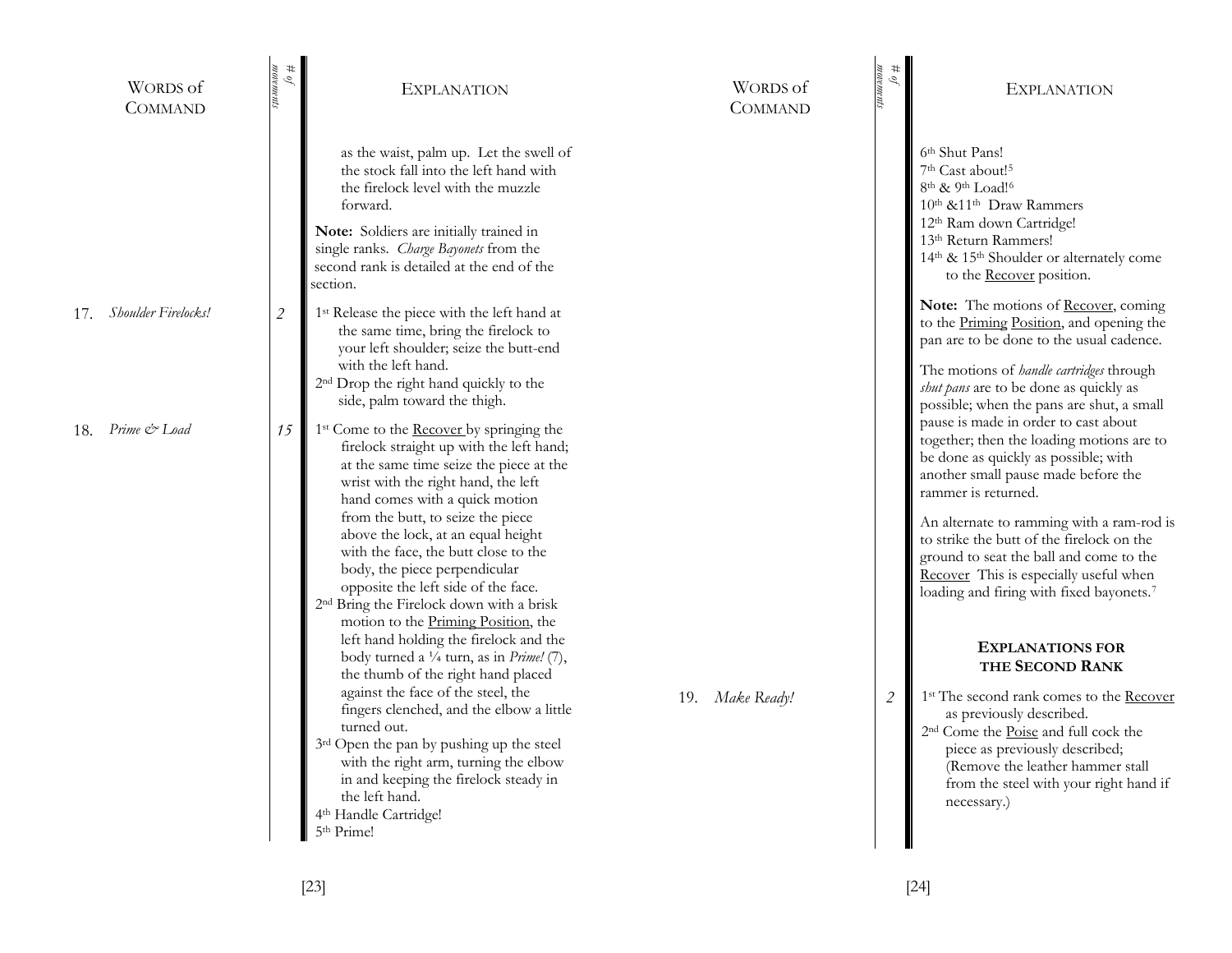| Words of Command | # of movements | Explanation |
|---|---|---|
| | | as the waist, palm up. Let the swell of the stock fall into the left hand with the firelock level with the muzzle forward. |
| | | **Note:** Soldiers are initially trained in single ranks. *Charge Bayonets* from the second rank is detailed at the end of the section. |
| 17. *Shoulder Firelocks!* | *2* | 1st Release the piece with the left hand at the same time, bring the firelock to your left shoulder; seize the butt-end with the left hand.<br>2nd Drop the right hand quickly to the side, palm toward the thigh. |
| 18. *Prime & Load* | *15* | 1st Come to the Recover by springing the firelock straight up with the left hand; at the same time seize the piece at the wrist with the right hand, the left hand comes with a quick motion from the butt, to seize the piece above the lock, at an equal height with the face, the butt close to the body, the piece perpendicular opposite the left side of the face.<br>2nd Bring the Firelock down with a brisk motion to the Priming Position, the left hand holding the firelock and the body turned a ¼ turn, as in *Prime!* (7), the thumb of the right hand placed against the face of the steel, the fingers clenched, and the elbow a little turned out.<br>3rd Open the pan by pushing up the steel with the right arm, turning the elbow in and keeping the firelock steady in the left hand.<br>4th Handle Cartridge!<br>5th Prime!<br>6th Shut Pans!<br>7th Cast about![5]<br>8th & 9th Load![6]<br>10th &11th Draw Rammers<br>12th Ram down Cartridge!<br>13th Return Rammers!<br>14th & 15th Shoulder or alternately come to the Recover position. |
| | | **Note:** The motions of Recover, coming to the Priming Position, and opening the pan are to be done to the usual cadence. |
| | | The motions of *handle cartridges* through *shut pans* are to be done as quickly as possible; when the pans are shut, a small pause is made in order to cast about together; then the loading motions are to be done as quickly as possible; with another small pause made before the rammer is returned. |
| | | An alternate to ramming with a ram-rod is to strike the butt of the firelock on the ground to seat the ball and come to the Recover This is especially useful when loading and firing with fixed bayonets.[7] |
| | | **Explanations for the Second Rank** |
| 19. *Make Ready!* | *2* | 1st The second rank comes to the Recover as previously described.<br>2nd Come the Poise and full cock the piece as previously described; (Remove the leather hammer stall from the steel with your right hand if necessary.) |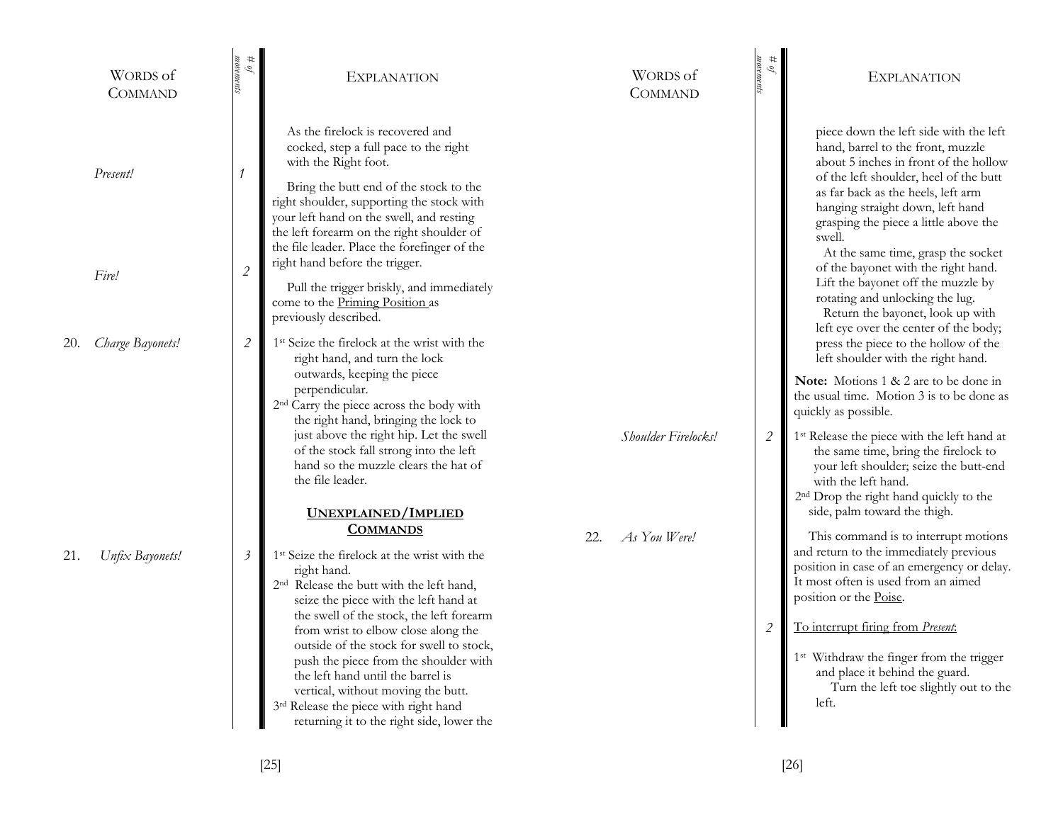| Words of Command | # of movements | Explanation |
|---|---|---|
| | | As the firelock is recovered and cocked, step a full pace to the right with the Right foot. |
| *Present!* | *1* | Bring the butt end of the stock to the right shoulder, supporting the stock with your left hand on the swell, and resting the left forearm on the right shoulder of the file leader. Place the forefinger of the right hand before the trigger. |
| *Fire!* | *2* | Pull the trigger briskly, and immediately come to the Priming Position as previously described. |
| 20. *Charge Bayonets!* | *2* | 1st Seize the firelock at the wrist with the right hand, and turn the lock outwards, keeping the piece perpendicular.<br>2nd Carry the piece across the body with the right hand, bringing the lock to just above the right hip. Let the swell of the stock fall strong into the left hand so the muzzle clears the hat of the file leader. |
| | | **UNEXPLAINED/IMPLIED COMMANDS** |
| 21. *Unfix Bayonets!* | *3* | 1st Seize the firelock at the wrist with the right hand.<br>2nd Release the butt with the left hand, seize the piece with the left hand at the swell of the stock, the left forearm from wrist to elbow close along the outside of the stock for swell to stock, push the piece from the shoulder with the left hand until the barrel is vertical, without moving the butt.<br>3rd Release the piece with right hand returning it to the right side, lower the piece down the left side with the left hand, barrel to the front, muzzle about 5 inches in front of the hollow of the left shoulder, heel of the butt as far back as the heels, left arm hanging straight down, left hand grasping the piece a little above the swell.<br>At the same time, grasp the socket of the bayonet with the right hand. Lift the bayonet off the muzzle by rotating and unlocking the lug.<br>Return the bayonet, look up with left eye over the center of the body; press the piece to the hollow of the left shoulder with the right hand.<br>**Note:** Motions 1 & 2 are to be done in the usual time. Motion 3 is to be done as quickly as possible. |
| *Shoulder Firelocks!* | *2* | 1st Release the piece with the left hand at the same time, bring the firelock to your left shoulder; seize the butt-end with the left hand.<br>2nd Drop the right hand quickly to the side, palm toward the thigh. |
| 22. *As You Were!* | | This command is to interrupt motions and return to the immediately previous position in case of an emergency or delay. It most often is used from an aimed position or the Poise. |
| | *2* | To interrupt firing from *Present*:<br>1st Withdraw the finger from the trigger and place it behind the guard.<br>Turn the left toe slightly out to the left. |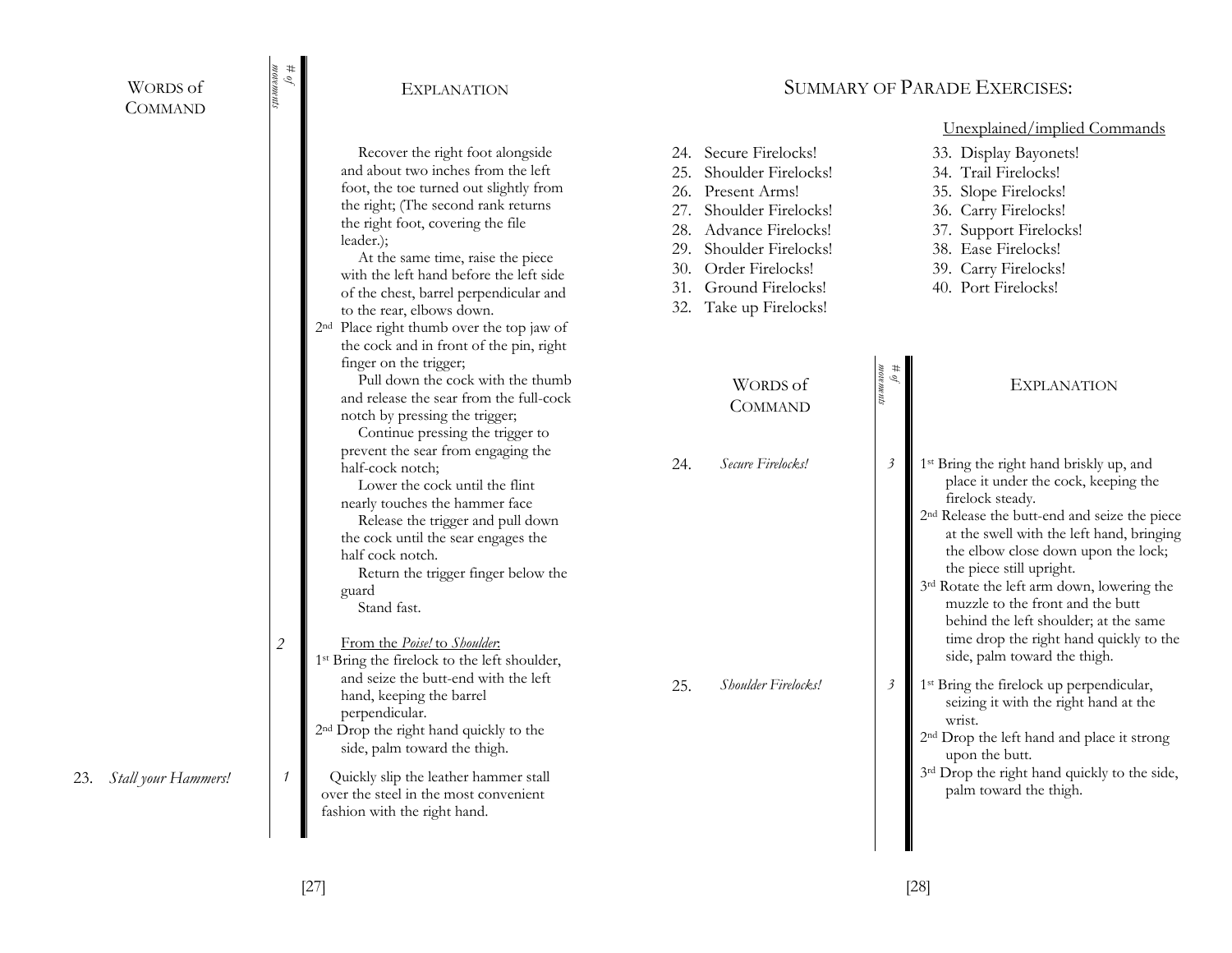| WORDS OF COMMAND | # of movements | EXPLANATION |
|---|---|---|
| | | Recover the right foot alongside and about two inches from the left foot, the toe turned out slightly from the right; (The second rank returns the right foot, covering the file leader.); At the same time, raise the piece with the left hand before the left side of the chest, barrel perpendicular and to the rear, elbows down. |
| | | 2nd Place right thumb over the top jaw of the cock and in front of the pin, right finger on the trigger; Pull down the cock with the thumb and release the sear from the full-cock notch by pressing the trigger; Continue pressing the trigger to prevent the sear from engaging the half-cock notch; Lower the cock until the flint nearly touches the hammer face Release the trigger and pull down the cock until the sear engages the half cock notch. Return the trigger finger below the guard Stand fast. |
| | 2 | From the *Poise!* to *Shoulder*: 1st Bring the firelock to the left shoulder, and seize the butt-end with the left hand, keeping the barrel perpendicular. 2nd Drop the right hand quickly to the side, palm toward the thigh. |
| 23. *Stall your Hammers!* | 1 | Quickly slip the leather hammer stall over the steel in the most convenient fashion with the right hand. |

## SUMMARY OF PARADE EXERCISES:

24. Secure Firelocks!
25. Shoulder Firelocks!
26. Present Arms!
27. Shoulder Firelocks!
28. Advance Firelocks!
29. Shoulder Firelocks!
30. Order Firelocks!
31. Ground Firelocks!
32. Take up Firelocks!

Unexplained/implied Commands

33. Display Bayonets!
34. Trail Firelocks!
35. Slope Firelocks!
36. Carry Firelocks!
37. Support Firelocks!
38. Ease Firelocks!
39. Carry Firelocks!
40. Port Firelocks!

| WORDS OF COMMAND | # of movements | EXPLANATION |
|---|---|---|
| 24. *Secure Firelocks!* | 3 | 1st Bring the right hand briskly up, and place it under the cock, keeping the firelock steady. 2nd Release the butt-end and seize the piece at the swell with the left hand, bringing the elbow close down upon the lock; the piece still upright. 3rd Rotate the left arm down, lowering the muzzle to the front and the butt behind the left shoulder; at the same time drop the right hand quickly to the side, palm toward the thigh. |
| 25. *Shoulder Firelocks!* | 3 | 1st Bring the firelock up perpendicular, seizing it with the right hand at the wrist. 2nd Drop the left hand and place it strong upon the butt. 3rd Drop the right hand quickly to the side, palm toward the thigh. |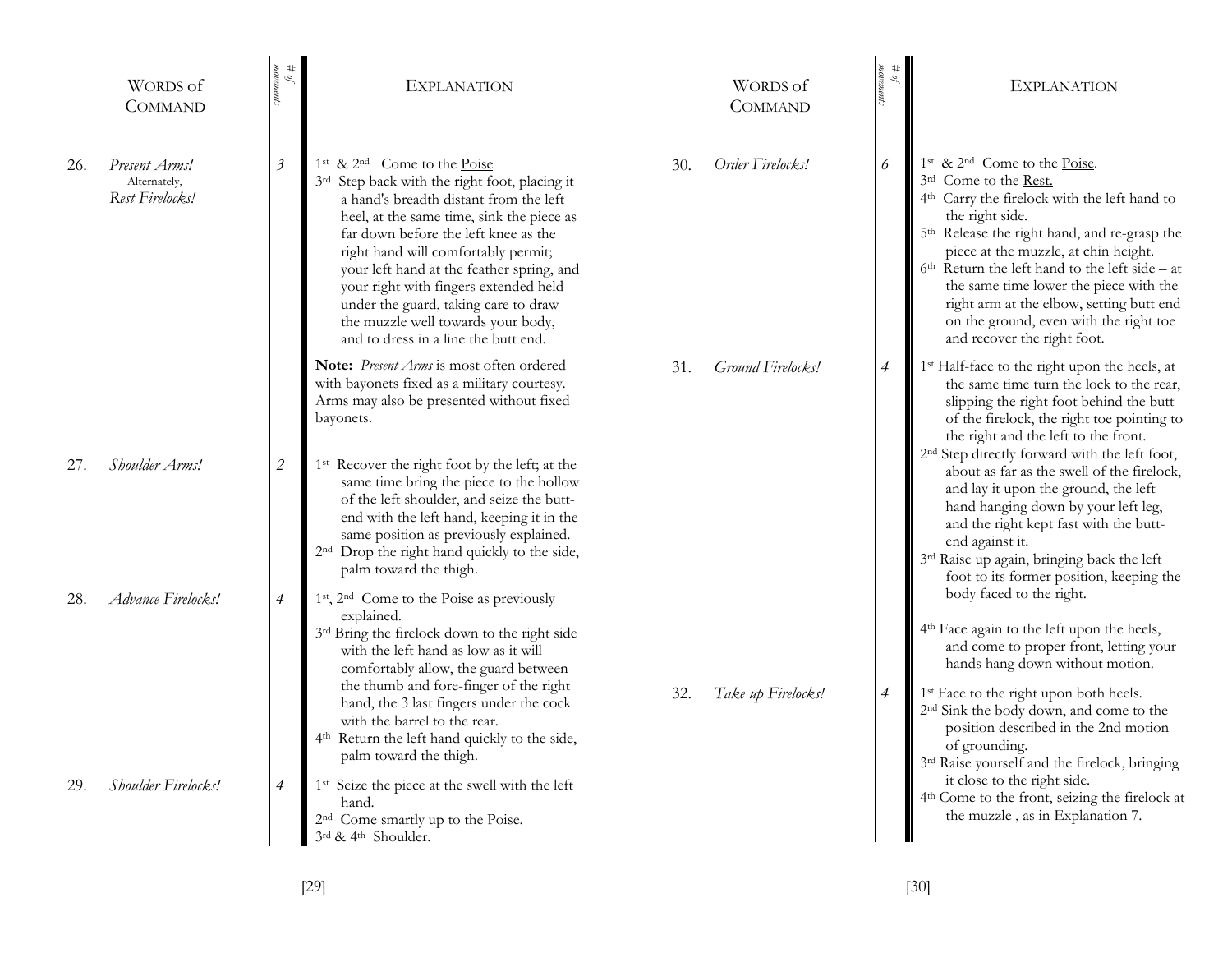| | Words of Command | # of movements | Explanation |
|---|---|---|---|
| 26. | *Present Arms!* Alternately, *Rest Firelocks!* | *3* | 1st & 2nd Come to the Poise<br>3rd Step back with the right foot, placing it a hand's breadth distant from the left heel, at the same time, sink the piece as far down before the left knee as the right hand will comfortably permit; your left hand at the feather spring, and your right with fingers extended held under the guard, taking care to draw the muzzle well towards your body, and to dress in a line the butt end.<br><br>**Note:** *Present Arms* is most often ordered with bayonets fixed as a military courtesy. Arms may also be presented without fixed bayonets. |
| 27. | *Shoulder Arms!* | *2* | 1st Recover the right foot by the left; at the same time bring the piece to the hollow of the left shoulder, and seize the butt-end with the left hand, keeping it in the same position as previously explained.<br>2nd Drop the right hand quickly to the side, palm toward the thigh. |
| 28. | *Advance Firelocks!* | *4* | 1st, 2nd Come to the Poise as previously explained.<br>3rd Bring the firelock down to the right side with the left hand as low as it will comfortably allow, the guard between the thumb and fore-finger of the right hand, the 3 last fingers under the cock with the barrel to the rear.<br>4th Return the left hand quickly to the side, palm toward the thigh. |
| 29. | *Shoulder Firelocks!* | *4* | 1st Seize the piece at the swell with the left hand.<br>2nd Come smartly up to the Poise.<br>3rd & 4th Shoulder. |
| 30. | *Order Firelocks!* | *6* | 1st & 2nd Come to the Poise.<br>3rd Come to the Rest.<br>4th Carry the firelock with the left hand to the right side.<br>5th Release the right hand, and re-grasp the piece at the muzzle, at chin height.<br>6th Return the left hand to the left side – at the same time lower the piece with the right arm at the elbow, setting butt end on the ground, even with the right toe and recover the right foot. |
| 31. | *Ground Firelocks!* | *4* | 1st Half-face to the right upon the heels, at the same time turn the lock to the rear, slipping the right foot behind the butt of the firelock, the right toe pointing to the right and the left to the front.<br>2nd Step directly forward with the left foot, about as far as the swell of the firelock, and lay it upon the ground, the left hand hanging down by your left leg, and the right kept fast with the butt-end against it.<br>3rd Raise up again, bringing back the left foot to its former position, keeping the body faced to the right.<br><br>4th Face again to the left upon the heels, and come to proper front, letting your hands hang down without motion. |
| 32. | *Take up Firelocks!* | *4* | 1st Face to the right upon both heels.<br>2nd Sink the body down, and come to the position described in the 2nd motion of grounding.<br>3rd Raise yourself and the firelock, bringing it close to the right side.<br>4th Come to the front, seizing the firelock at the muzzle , as in Explanation 7. |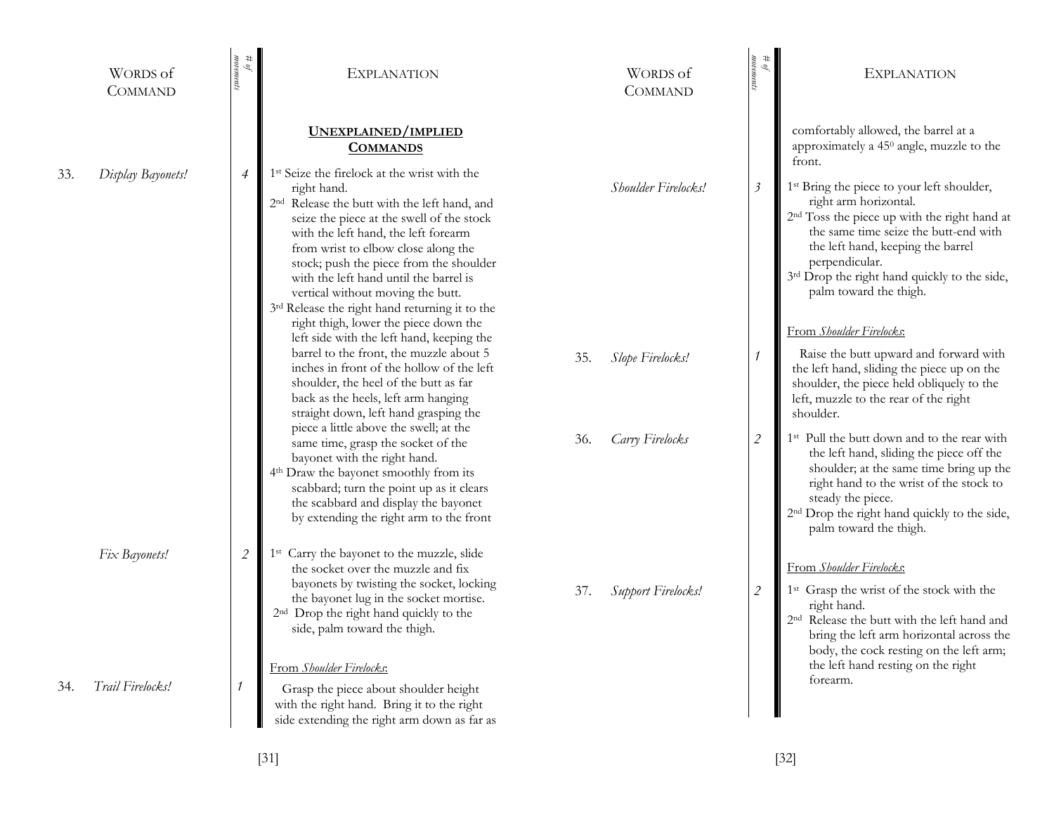| | Words of Command | # of movements | Explanation |
|---|---|---|---|
| | | | **UNEXPLAINED/IMPLIED COMMANDS** |
| 33. | *Display Bayonets!* | *4* | 1st Seize the firelock at the wrist with the right hand.<br>2nd Release the butt with the left hand, and seize the piece at the swell of the stock with the left hand, the left forearm from wrist to elbow close along the stock; push the piece from the shoulder with the left hand until the barrel is vertical without moving the butt.<br>3rd Release the right hand returning it to the right thigh, lower the piece down the left side with the left hand, keeping the barrel to the front, the muzzle about 5 inches in front of the hollow of the left shoulder, the heel of the butt as far back as the heels, left arm hanging straight down, left hand grasping the piece a little above the swell; at the same time, grasp the socket of the bayonet with the right hand.<br>4th Draw the bayonet smoothly from its scabbard; turn the point up as it clears the scabbard and display the bayonet by extending the right arm to the front |
| | *Fix Bayonets!* | *2* | 1st Carry the bayonet to the muzzle, slide the socket over the muzzle and fix bayonets by twisting the socket, locking the bayonet lug in the socket mortise.<br>2nd Drop the right hand quickly to the side, palm toward the thigh. |
| | | | From *Shoulder Firelocks*: |
| 34. | *Trail Firelocks!* | *1* | Grasp the piece about shoulder height with the right hand. Bring it to the right side extending the right arm down as far as comfortably allowed, the barrel at a approximately a 45° angle, muzzle to the front. |
| | *Shoulder Firelocks!* | *3* | 1st Bring the piece to your left shoulder, right arm horizontal.<br>2nd Toss the piece up with the right hand at the same time seize the butt-end with the left hand, keeping the barrel perpendicular.<br>3rd Drop the right hand quickly to the side, palm toward the thigh. |
| | | | From *Shoulder Firelocks*: |
| 35. | *Slope Firelocks!* | *1* | Raise the butt upward and forward with the left hand, sliding the piece up on the shoulder, the piece held obliquely to the left, muzzle to the rear of the right shoulder. |
| 36. | *Carry Firelocks* | *2* | 1st Pull the butt down and to the rear with the left hand, sliding the piece off the shoulder; at the same time bring up the right hand to the wrist of the stock to steady the piece.<br>2nd Drop the right hand quickly to the side, palm toward the thigh. |
| | | | From *Shoulder Firelocks*: |
| 37. | *Support Firelocks!* | *2* | 1st Grasp the wrist of the stock with the right hand.<br>2nd Release the butt with the left hand and bring the left arm horizontal across the body, the cock resting on the left arm; the left hand resting on the right forearm. |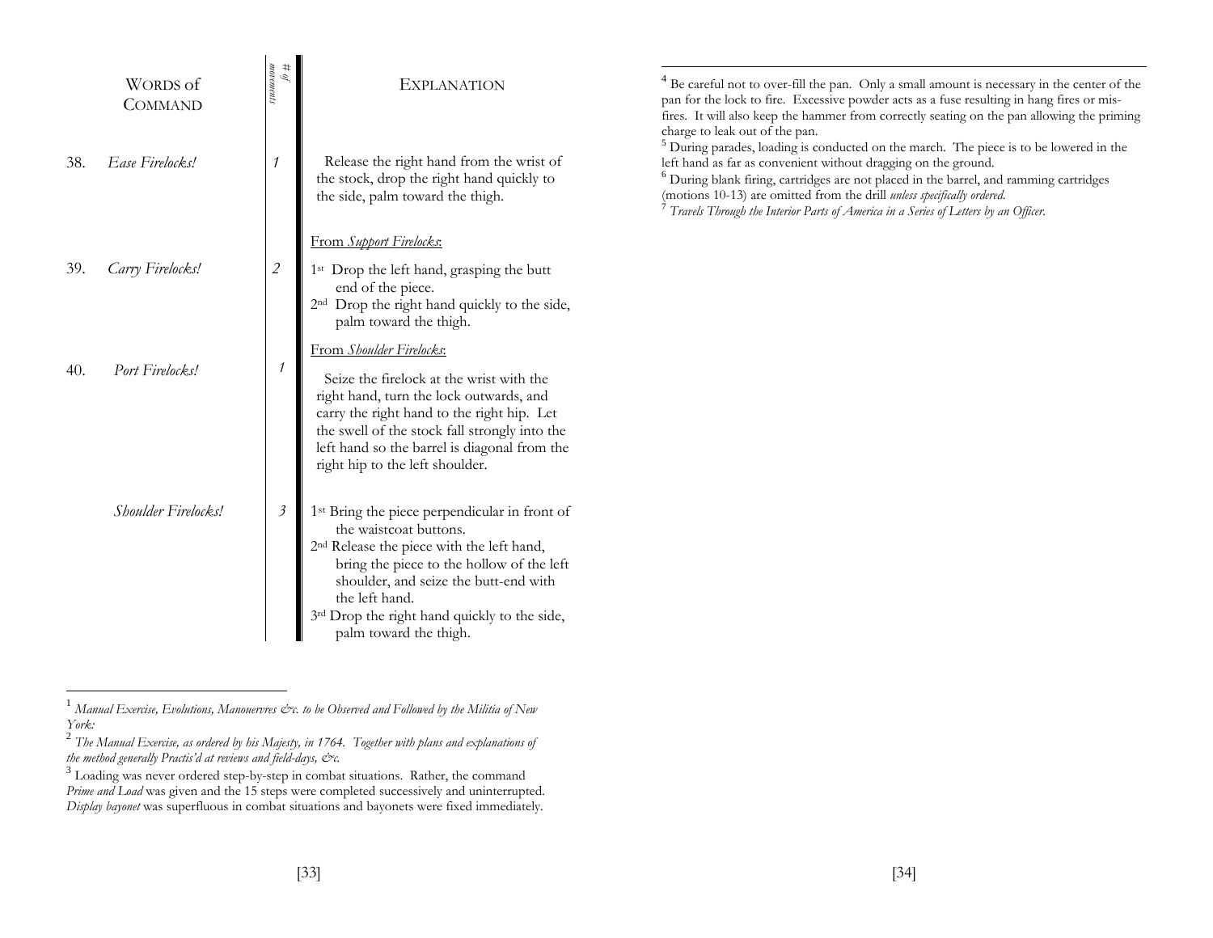| | Words of Command | # of movements | Explanation |
|---|---|---|---|
| 38. | *Ease Firelocks!* | *1* | Release the right hand from the wrist of the stock, drop the right hand quickly to the side, palm toward the thigh. |
| | | | From *Support Firelocks*: |
| 39. | *Carry Firelocks!* | *2* | 1st Drop the left hand, grasping the butt end of the piece.<br>2nd Drop the right hand quickly to the side, palm toward the thigh. |
| | | | From *Shoulder Firelocks*: |
| 40. | *Port Firelocks!* | *1* | Seize the firelock at the wrist with the right hand, turn the lock outwards, and carry the right hand to the right hip. Let the swell of the stock fall strongly into the left hand so the barrel is diagonal from the right hip to the left shoulder. |
| | *Shoulder Firelocks!* | *3* | 1st Bring the piece perpendicular in front of the waistcoat buttons.<br>2nd Release the piece with the left hand, bring the piece to the hollow of the left shoulder, and seize the butt-end with the left hand.<br>3rd Drop the right hand quickly to the side, palm toward the thigh. |

---

[1] *Manual Exercise, Evolutions, Manouervres &c. to be Observed and Followed by the Militia of New York:*

[2] *The Manual Exercise, as ordered by his Majesty, in 1764. Together with plans and explanations of the method generally Practis'd at reviews and field-days, &c.*

[3] Loading was never ordered step-by-step in combat situations. Rather, the command *Prime and Load* was given and the 15 steps were completed successively and uninterrupted. *Display bayonet* was superfluous in combat situations and bayonets were fixed immediately.

[4] Be careful not to over-fill the pan. Only a small amount is necessary in the center of the pan for the lock to fire. Excessive powder acts as a fuse resulting in hang fires or mis-fires. It will also keep the hammer from correctly seating on the pan allowing the priming charge to leak out of the pan.

[5] During parades, loading is conducted on the march. The piece is to be lowered in the left hand as far as convenient without dragging on the ground.

[6] During blank firing, cartridges are not placed in the barrel, and ramming cartridges (motions 10-13) are omitted from the drill *unless specifically ordered.*

[7] *Travels Through the Interior Parts of America in a Series of Letters by an Officer.*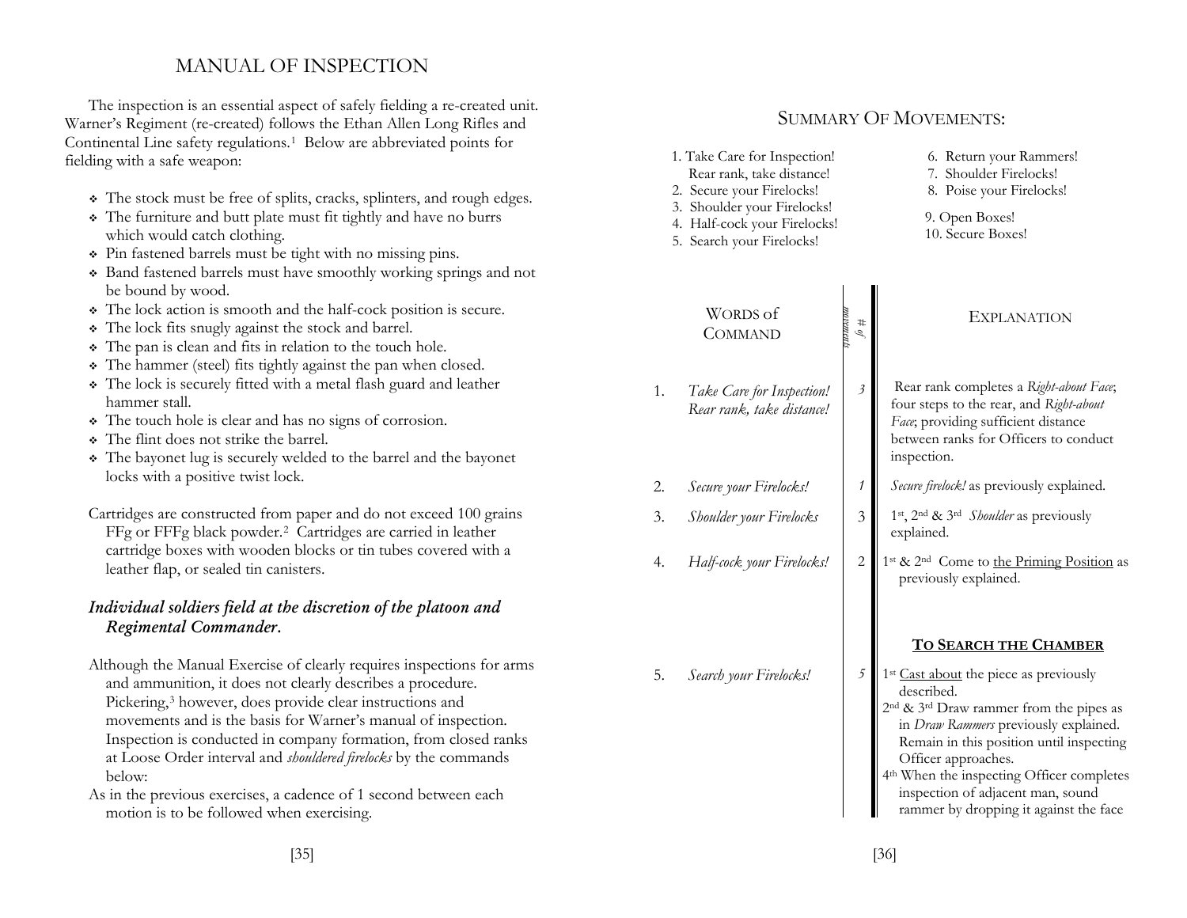# MANUAL OF INSPECTION

The inspection is an essential aspect of safely fielding a re-created unit. Warner's Regiment (re-created) follows the Ethan Allen Long Rifles and Continental Line safety regulations.[1] Below are abbreviated points for fielding with a safe weapon:

- The stock must be free of splits, cracks, splinters, and rough edges.
- The furniture and butt plate must fit tightly and have no burrs which would catch clothing.
- Pin fastened barrels must be tight with no missing pins.
- Band fastened barrels must have smoothly working springs and not be bound by wood.
- The lock action is smooth and the half-cock position is secure.
- The lock fits snugly against the stock and barrel.
- The pan is clean and fits in relation to the touch hole.
- The hammer (steel) fits tightly against the pan when closed.
- The lock is securely fitted with a metal flash guard and leather hammer stall.
- The touch hole is clear and has no signs of corrosion.
- The flint does not strike the barrel.
- The bayonet lug is securely welded to the barrel and the bayonet locks with a positive twist lock.

Cartridges are constructed from paper and do not exceed 100 grains FFg or FFFg black powder.[2] Cartridges are carried in leather cartridge boxes with wooden blocks or tin tubes covered with a leather flap, or sealed tin canisters.

### *Individual soldiers field at the discretion of the platoon and Regimental Commander.*

Although the Manual Exercise of clearly requires inspections for arms and ammunition, it does not clearly describes a procedure. Pickering,[3] however, does provide clear instructions and movements and is the basis for Warner's manual of inspection. Inspection is conducted in company formation, from closed ranks at Loose Order interval and *shouldered firelocks* by the commands below:

As in the previous exercises, a cadence of 1 second between each motion is to be followed when exercising.

## SUMMARY OF MOVEMENTS:

1. Take Care for Inspection! Rear rank, take distance!
2. Secure your Firelocks!
3. Shoulder your Firelocks!
4. Half-cock your Firelocks!
5. Search your Firelocks!
6. Return your Rammers!
7. Shoulder Firelocks!
8. Poise your Firelocks!
9. Open Boxes!
10. Secure Boxes!

| | WORDS of COMMAND | # of movements | EXPLANATION |
|---|---|---|---|
| 1. | *Take Care for Inspection! Rear rank, take distance!* | *3* | Rear rank completes a *Right-about Face*; four steps to the rear, and *Right-about Face*; providing sufficient distance between ranks for Officers to conduct inspection. |
| 2. | *Secure your Firelocks!* | *1* | *Secure firelock!* as previously explained. |
| 3. | *Shoulder your Firelocks* | 3 | 1st, 2nd & 3rd *Shoulder* as previously explained. |
| 4. | *Half-cock your Firelocks!* | 2 | 1st & 2nd Come to the Priming Position as previously explained. |
| | | | **TO SEARCH THE CHAMBER** |
| 5. | *Search your Firelocks!* | *5* | 1st Cast about the piece as previously described. 2nd & 3rd Draw rammer from the pipes as in *Draw Rammers* previously explained. Remain in this position until inspecting Officer approaches. 4th When the inspecting Officer completes inspection of adjacent man, sound rammer by dropping it against the face |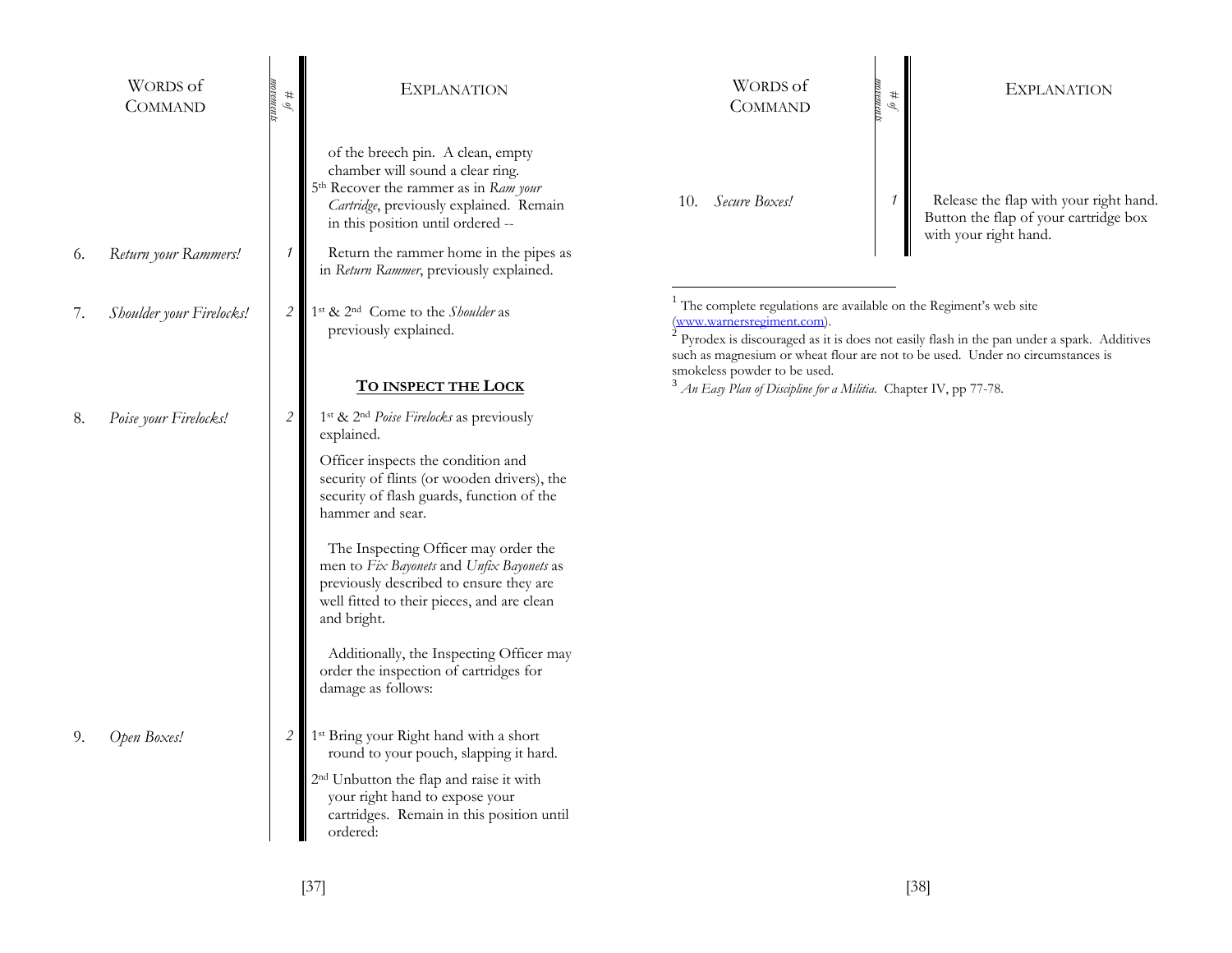| Words of Command | # of movements | Explanation |
|---|---|---|
| | | of the breech pin. A clean, empty chamber will sound a clear ring. 5th Recover the rammer as in *Ram your Cartridge*, previously explained. Remain in this position until ordered -- |
| 6. *Return your Rammers!* | *1* | Return the rammer home in the pipes as in *Return Rammer*, previously explained. |
| 7. *Shoulder your Firelocks!* | *2* | 1st & 2nd Come to the *Shoulder* as previously explained. |

**TO INSPECT THE LOCK**

| Words of Command | # of movements | Explanation |
|---|---|---|
| 8. *Poise your Firelocks!* | *2* | 1st & 2nd *Poise Firelocks* as previously explained. Officer inspects the condition and security of flints (or wooden drivers), the security of flash guards, function of the hammer and sear. The Inspecting Officer may order the men to *Fix Bayonets* and *Unfix Bayonets* as previously described to ensure they are well fitted to their pieces, and are clean and bright. Additionally, the Inspecting Officer may order the inspection of cartridges for damage as follows: |
| 9. *Open Boxes!* | *2* | 1st Bring your Right hand with a short round to your pouch, slapping it hard. 2nd Unbutton the flap and raise it with your right hand to expose your cartridges. Remain in this position until ordered: |
| 10. *Secure Boxes!* | *1* | Release the flap with your right hand. Button the flap of your cartridge box with your right hand. |

---

[1] The complete regulations are available on the Regiment's web site (www.warnersregiment.com).

[2] Pyrodex is discouraged as it is does not easily flash in the pan under a spark. Additives such as magnesium or wheat flour are not to be used. Under no circumstances is smokeless powder to be used.

[3] *An Easy Plan of Discipline for a Militia*. Chapter IV, pp 77-78.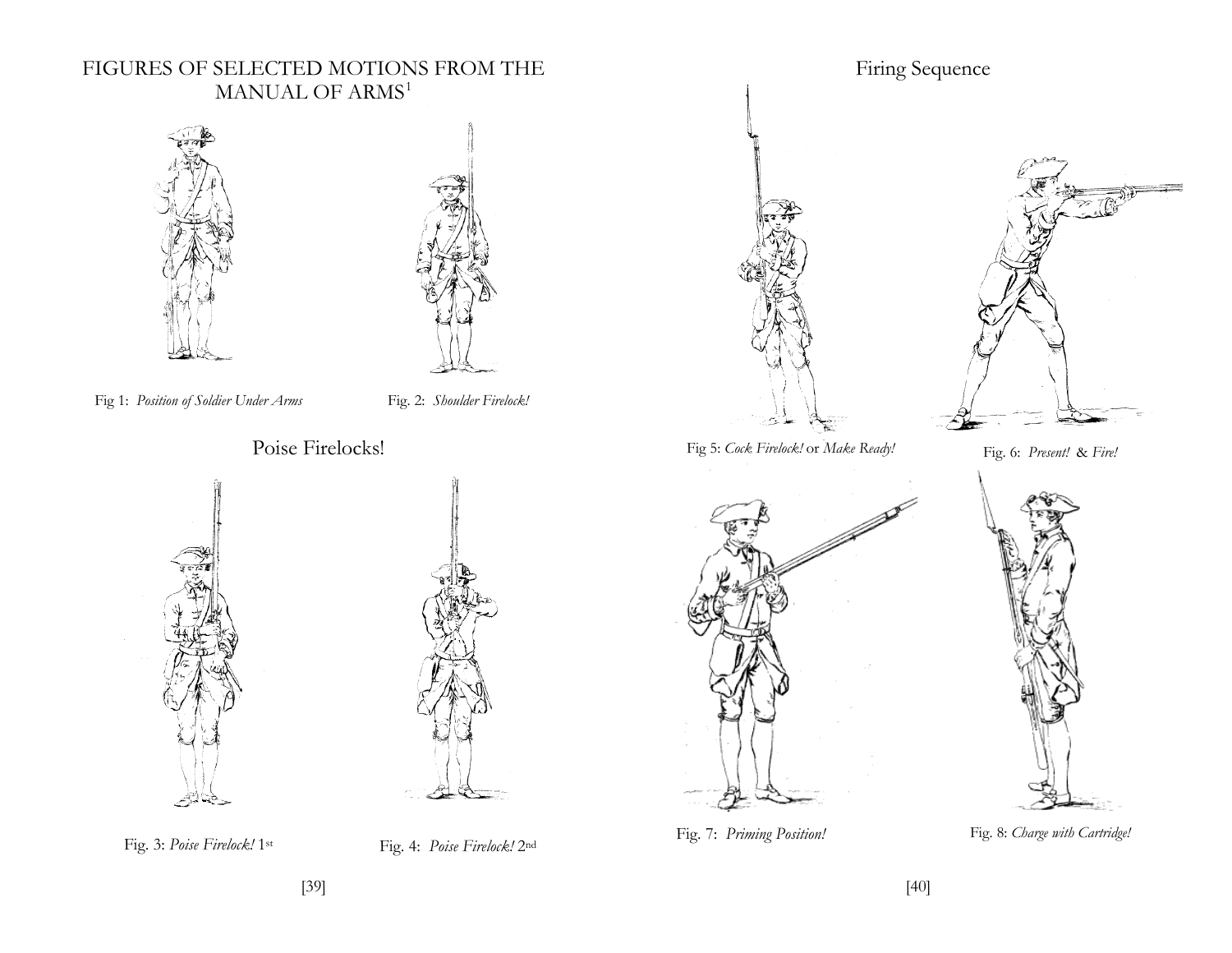# FIGURES OF SELECTED MOTIONS FROM THE MANUAL OF ARMS[1]

Fig 1: *Position of Soldier Under Arms*

Fig. 2: *Shoulder Firelock!*

## Poise Firelocks!

Fig. 3: *Poise Firelock!* 1st

Fig. 4: *Poise Firelock!* 2nd

## Firing Sequence

Fig 5: *Cock Firelock!* or *Make Ready!*

Fig. 6: *Present!* & *Fire!*

Fig. 7: *Priming Position!*

Fig. 8: *Charge with Cartridge!*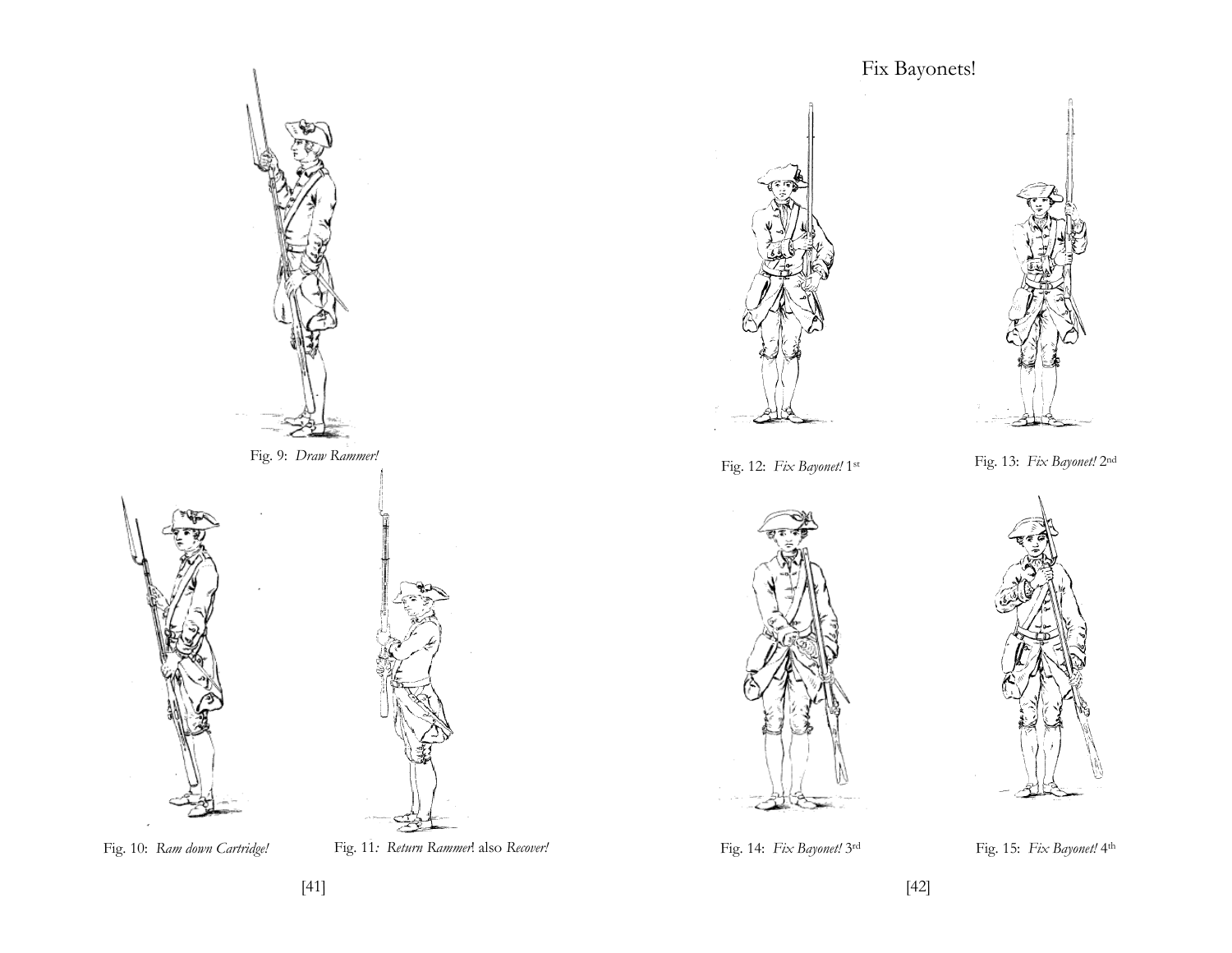Fig. 9: *Draw Rammer!*

Fig. 10: *Ram down Cartridge!*

Fig. 11*: Return Rammer*! also *Recover!*

## Fix Bayonets!

Fig. 12: *Fix Bayonet!* 1st

Fig. 13: *Fix Bayonet!* 2nd

Fig. 14: *Fix Bayonet!* 3rd

Fig. 15: *Fix Bayonet!* 4th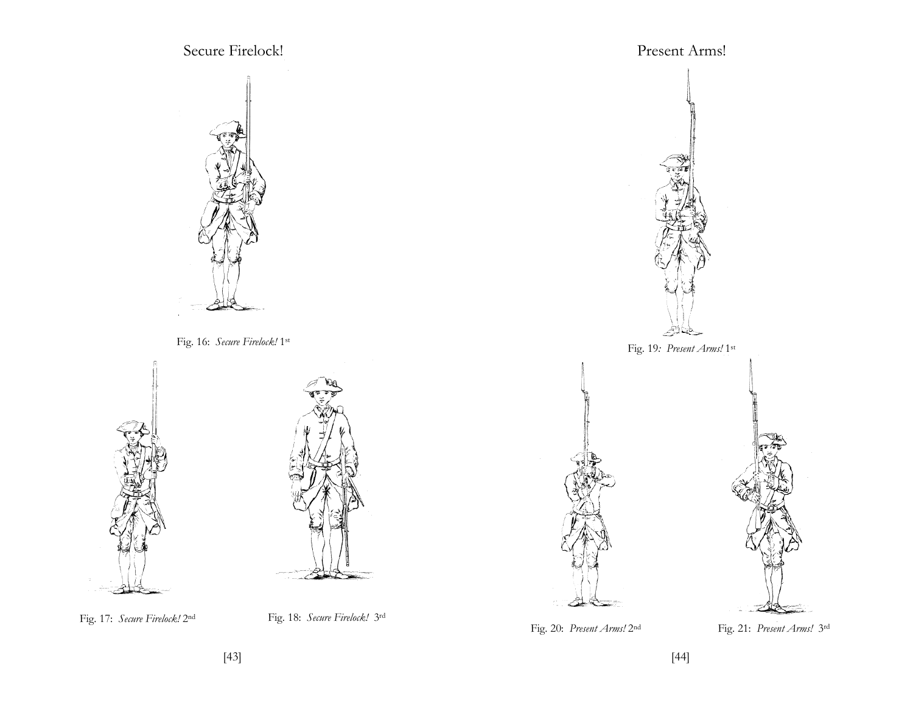## Secure Firelock!

Fig. 16: *Secure Firelock!* 1st

Fig. 17: *Secure Firelock!* 2nd

Fig. 18: *Secure Firelock!* 3rd

## Present Arms!

Fig. 19: *Present Arms!* 1st

Fig. 20: *Present Arms!* 2nd

Fig. 21: *Present Arms!* 3rd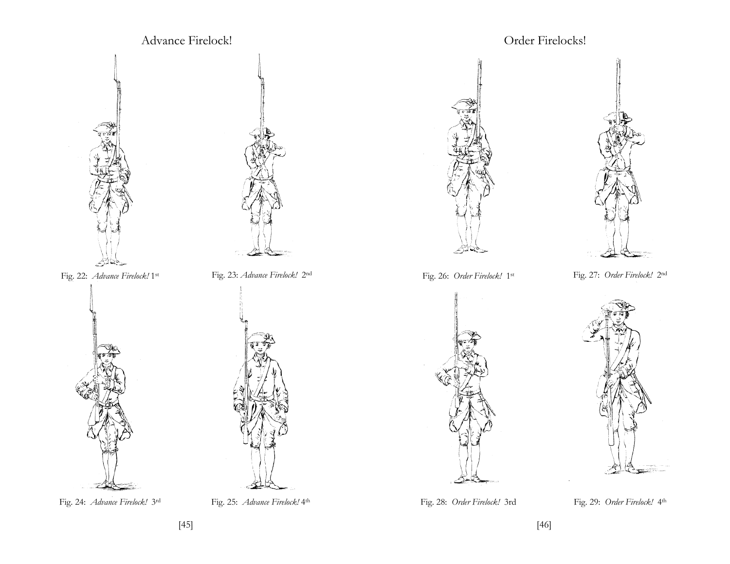## Advance Firelock!

Fig. 22: *Advance Firelock!* 1st

Fig. 23: *Advance Firelock!* 2nd

Fig. 24: *Advance Firelock!* 3rd

Fig. 25: *Advance Firelock!* 4th

## Order Firelocks!

Fig. 26: *Order Firelock!* 1st

Fig. 27: *Order Firelock!* 2nd

Fig. 28: *Order Firelock!* 3rd

Fig. 29: *Order Firelock!* 4th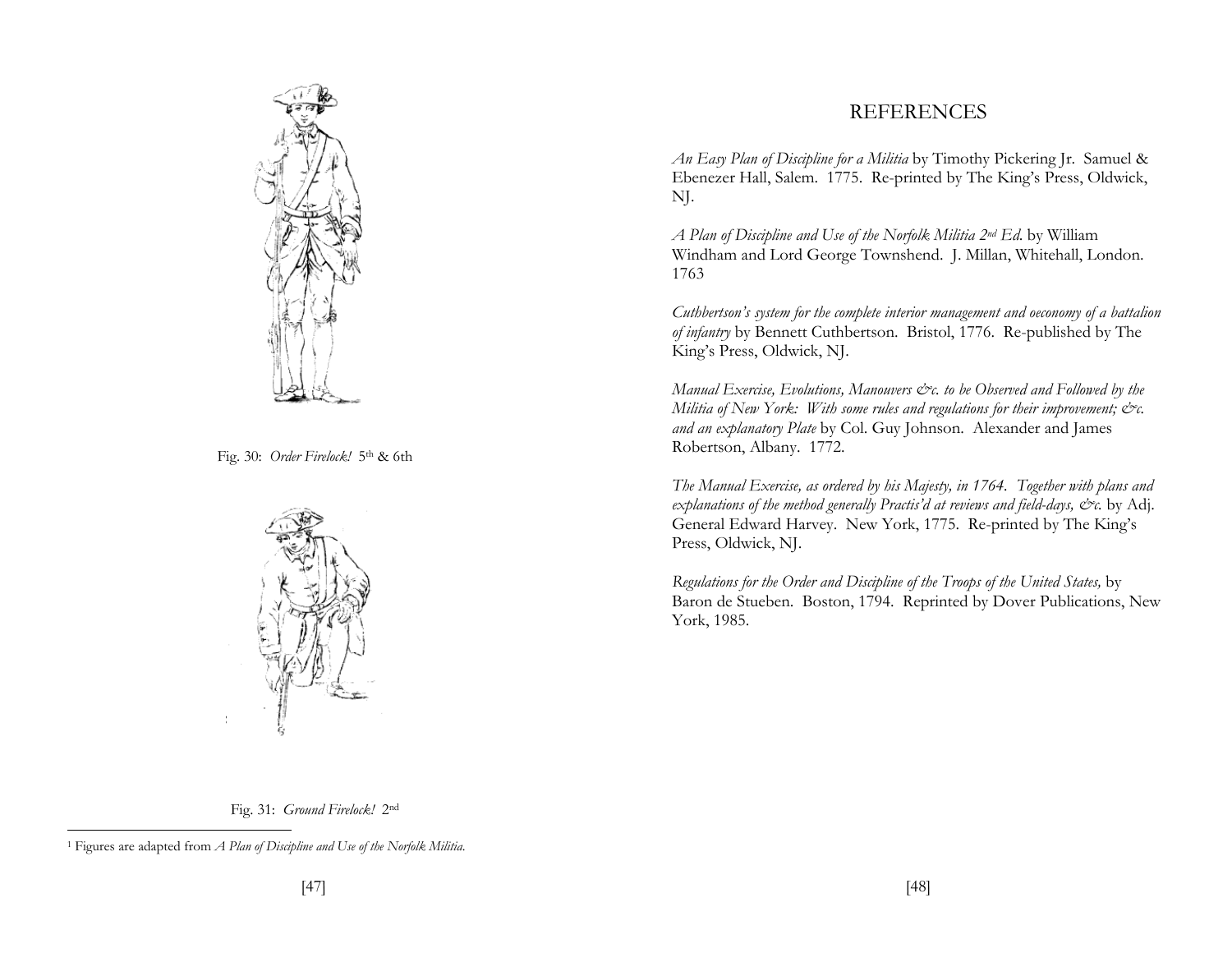Fig. 30: *Order Firelock!* 5th & 6th

Fig. 31: *Ground Firelock!* 2nd

[1] Figures are adapted from *A Plan of Discipline and Use of the Norfolk Militia.*

## REFERENCES

*An Easy Plan of Discipline for a Militia* by Timothy Pickering Jr. Samuel & Ebenezer Hall, Salem. 1775. Re-printed by The King's Press, Oldwick, NJ.

*A Plan of Discipline and Use of the Norfolk Militia 2nd Ed.* by William Windham and Lord George Townshend. J. Millan, Whitehall, London. 1763

*Cuthbertson's system for the complete interior management and oeconomy of a battalion of infantry* by Bennett Cuthbertson. Bristol, 1776. Re-published by The King's Press, Oldwick, NJ.

*Manual Exercise, Evolutions, Manouvers &c. to be Observed and Followed by the Militia of New York: With some rules and regulations for their improvement; &c. and an explanatory Plate* by Col. Guy Johnson. Alexander and James Robertson, Albany. 1772.

*The Manual Exercise, as ordered by his Majesty, in 1764. Together with plans and explanations of the method generally Practis'd at reviews and field-days, &c.* by Adj. General Edward Harvey. New York, 1775. Re-printed by The King's Press, Oldwick, NJ.

*Regulations for the Order and Discipline of the Troops of the United States,* by Baron de Stueben. Boston, 1794. Reprinted by Dover Publications, New York, 1985.